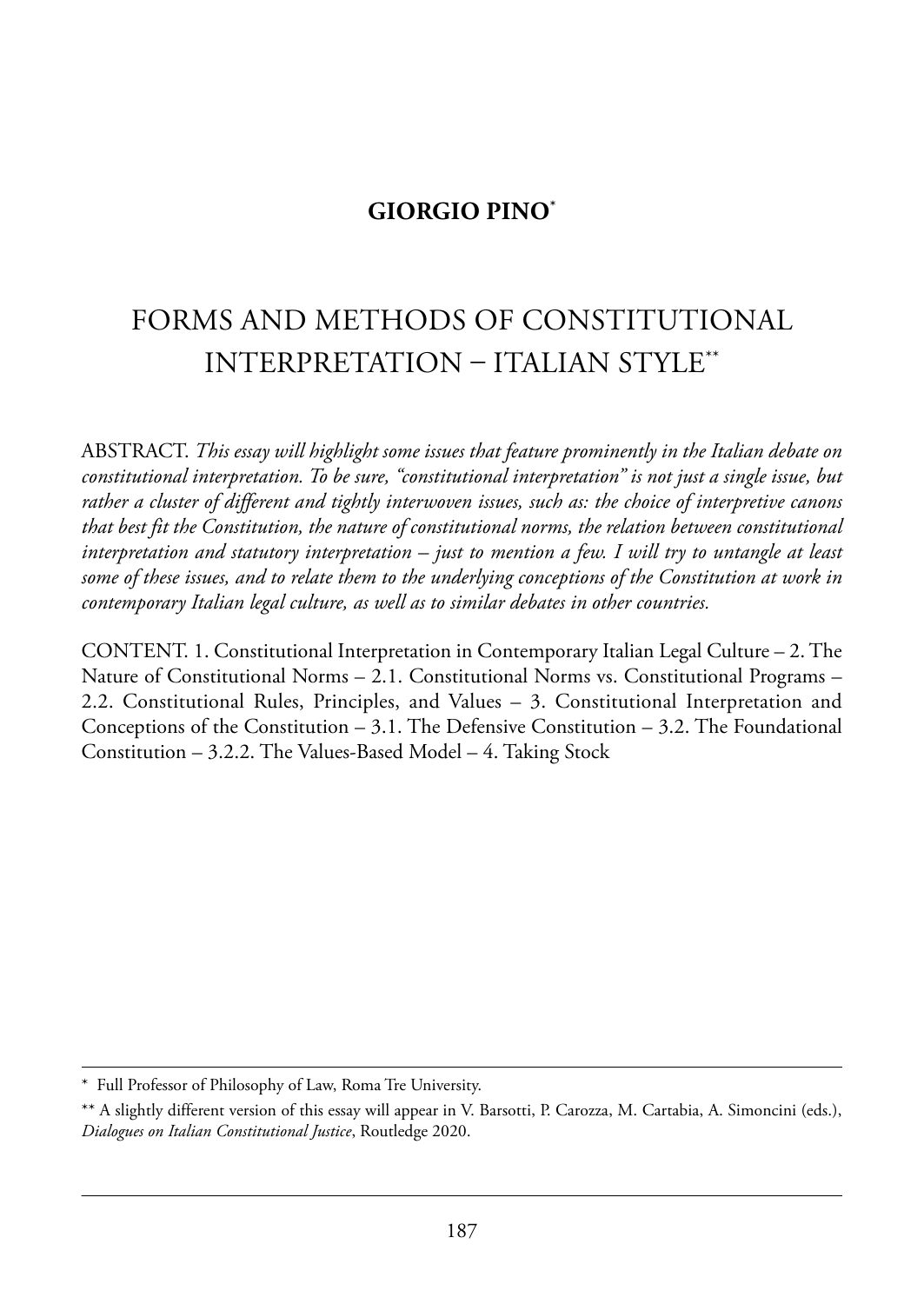**GIORGIO PINO**[*]

# FORMS AND METHODS OF CONSTITUTIONAL INTERPRETATION – ITALIAN STYLE[**]

ABSTRACT. *This essay will highlight some issues that feature prominently in the Italian debate on constitutional interpretation. To be sure, "constitutional interpretation" is not just a single issue, but rather a cluster of different and tightly interwoven issues, such as: the choice of interpretive canons that best fit the Constitution, the nature of constitutional norms, the relation between constitutional interpretation and statutory interpretation – just to mention a few. I will try to untangle at least some of these issues, and to relate them to the underlying conceptions of the Constitution at work in contemporary Italian legal culture, as well as to similar debates in other countries.*

CONTENT. 1. Constitutional Interpretation in Contemporary Italian Legal Culture – 2. The Nature of Constitutional Norms – 2.1. Constitutional Norms vs. Constitutional Programs – 2.2. Constitutional Rules, Principles, and Values – 3. Constitutional Interpretation and Conceptions of the Constitution – 3.1. The Defensive Constitution – 3.2. The Foundational Constitution – 3.2.2. The Values-Based Model – 4. Taking Stock

---

\* Full Professor of Philosophy of Law, Roma Tre University.

\*\* A slightly different version of this essay will appear in V. Barsotti, P. Carozza, M. Cartabia, A. Simoncini (eds.), *Dialogues on Italian Constitutional Justice*, Routledge 2020.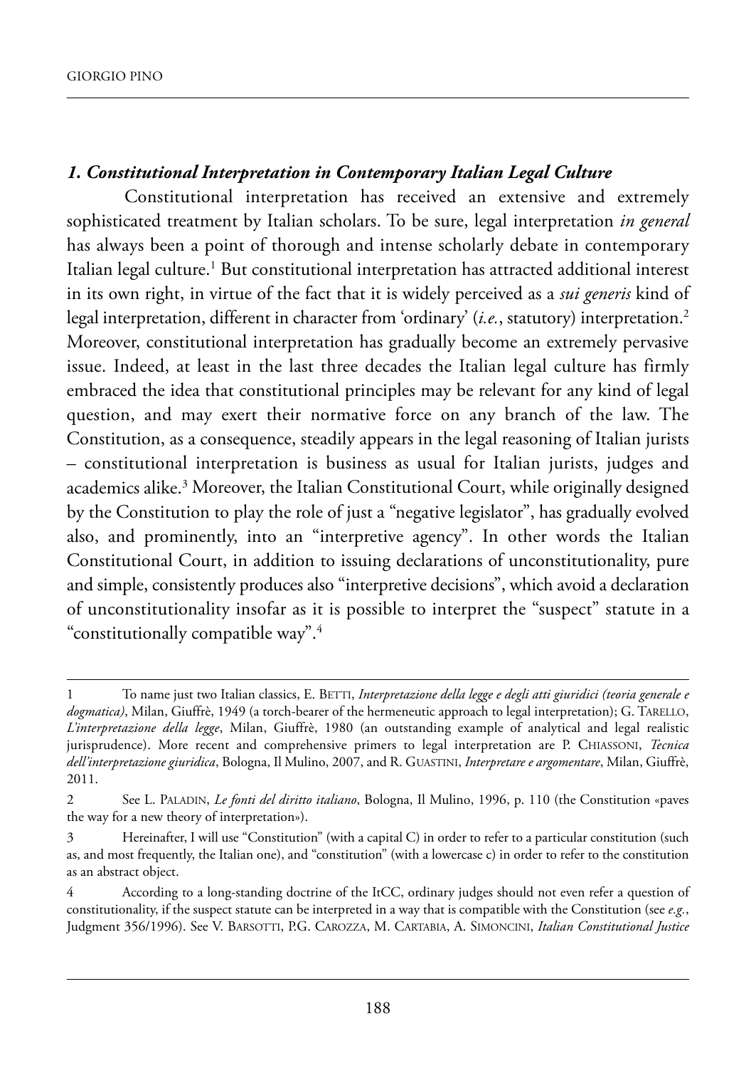### *1. Constitutional Interpretation in Contemporary Italian Legal Culture*

Constitutional interpretation has received an extensive and extremely sophisticated treatment by Italian scholars. To be sure, legal interpretation *in general* has always been a point of thorough and intense scholarly debate in contemporary Italian legal culture.[1] But constitutional interpretation has attracted additional interest in its own right, in virtue of the fact that it is widely perceived as a *sui generis* kind of legal interpretation, different in character from 'ordinary' (*i.e.*, statutory) interpretation.[2] Moreover, constitutional interpretation has gradually become an extremely pervasive issue. Indeed, at least in the last three decades the Italian legal culture has firmly embraced the idea that constitutional principles may be relevant for any kind of legal question, and may exert their normative force on any branch of the law. The Constitution, as a consequence, steadily appears in the legal reasoning of Italian jurists – constitutional interpretation is business as usual for Italian jurists, judges and academics alike.[3] Moreover, the Italian Constitutional Court, while originally designed by the Constitution to play the role of just a "negative legislator", has gradually evolved also, and prominently, into an "interpretive agency". In other words the Italian Constitutional Court, in addition to issuing declarations of unconstitutionality, pure and simple, consistently produces also "interpretive decisions", which avoid a declaration of unconstitutionality insofar as it is possible to interpret the "suspect" statute in a "constitutionally compatible way".[4]

---

1 To name just two Italian classics, E. BETTI, *Interpretazione della legge e degli atti giuridici (teoria generale e dogmatica)*, Milan, Giuffrè, 1949 (a torch-bearer of the hermeneutic approach to legal interpretation); G. TARELLO, *L'interpretazione della legge*, Milan, Giuffrè, 1980 (an outstanding example of analytical and legal realistic jurisprudence). More recent and comprehensive primers to legal interpretation are P. CHIASSONI, *Tecnica dell'interpretazione giuridica*, Bologna, Il Mulino, 2007, and R. GUASTINI, *Interpretare e argomentare*, Milan, Giuffrè, 2011.

2 See L. PALADIN, *Le fonti del diritto italiano*, Bologna, Il Mulino, 1996, p. 110 (the Constitution «paves the way for a new theory of interpretation»).

3 Hereinafter, I will use "Constitution" (with a capital C) in order to refer to a particular constitution (such as, and most frequently, the Italian one), and "constitution" (with a lowercase c) in order to refer to the constitution as an abstract object.

4 According to a long-standing doctrine of the ItCC, ordinary judges should not even refer a question of constitutionality, if the suspect statute can be interpreted in a way that is compatible with the Constitution (see *e.g.*, Judgment 356/1996). See V. BARSOTTI, P.G. CAROZZA, M. CARTABIA, A. SIMONCINI, *Italian Constitutional Justice*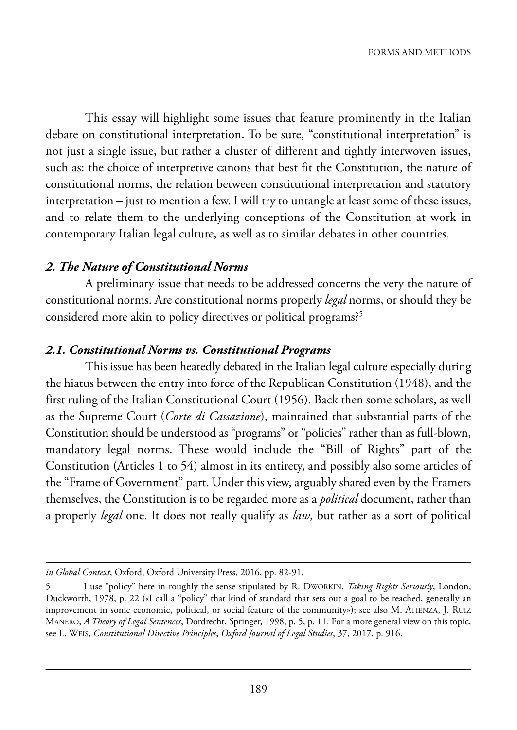This essay will highlight some issues that feature prominently in the Italian debate on constitutional interpretation. To be sure, "constitutional interpretation" is not just a single issue, but rather a cluster of different and tightly interwoven issues, such as: the choice of interpretive canons that best fit the Constitution, the nature of constitutional norms, the relation between constitutional interpretation and statutory interpretation – just to mention a few. I will try to untangle at least some of these issues, and to relate them to the underlying conceptions of the Constitution at work in contemporary Italian legal culture, as well as to similar debates in other countries.

## *2. The Nature of Constitutional Norms*

A preliminary issue that needs to be addressed concerns the very the nature of constitutional norms. Are constitutional norms properly *legal* norms, or should they be considered more akin to policy directives or political programs?[5]

### *2.1. Constitutional Norms vs. Constitutional Programs*

This issue has been heatedly debated in the Italian legal culture especially during the hiatus between the entry into force of the Republican Constitution (1948), and the first ruling of the Italian Constitutional Court (1956). Back then some scholars, as well as the Supreme Court (*Corte di Cassazione*), maintained that substantial parts of the Constitution should be understood as "programs" or "policies" rather than as full-blown, mandatory legal norms. These would include the "Bill of Rights" part of the Constitution (Articles 1 to 54) almost in its entirety, and possibly also some articles of the "Frame of Government" part. Under this view, arguably shared even by the Framers themselves, the Constitution is to be regarded more as a *political* document, rather than a properly *legal* one. It does not really qualify as *law*, but rather as a sort of political

---

*in Global Context*, Oxford, Oxford University Press, 2016, pp. 82-91.

5 I use "policy" here in roughly the sense stipulated by R. DWORKIN, *Taking Rights Seriously*, London, Duckworth, 1978, p. 22 («I call a "policy" that kind of standard that sets out a goal to be reached, generally an improvement in some economic, political, or social feature of the community»); see also M. ATIENZA, J. RUIZ MANERO, *A Theory of Legal Sentences*, Dordrecht, Springer, 1998, p. 5, p. 11. For a more general view on this topic, see L. WEIS, *Constitutional Directive Principles*, *Oxford Journal of Legal Studies*, 37, 2017, p. 916.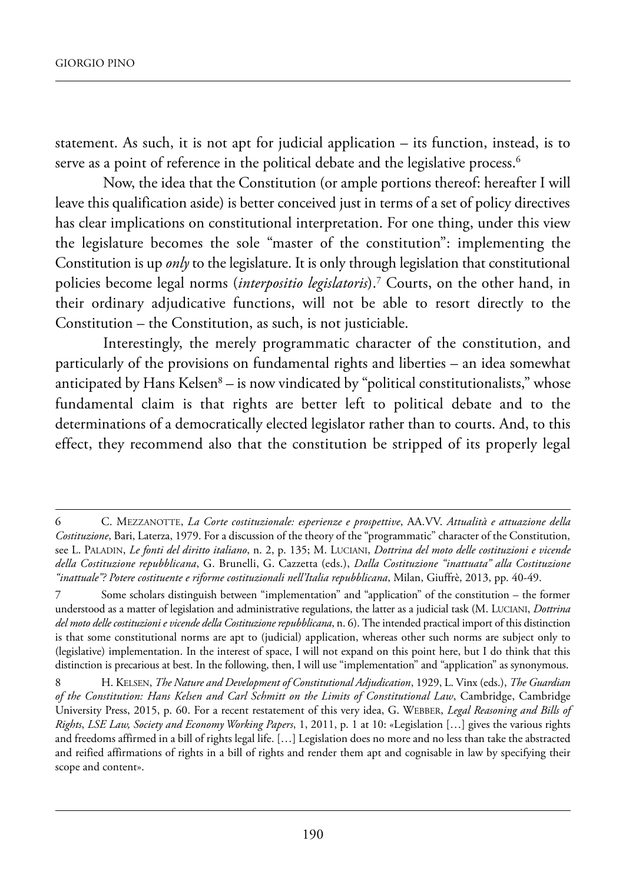statement. As such, it is not apt for judicial application – its function, instead, is to serve as a point of reference in the political debate and the legislative process.[6]

Now, the idea that the Constitution (or ample portions thereof: hereafter I will leave this qualification aside) is better conceived just in terms of a set of policy directives has clear implications on constitutional interpretation. For one thing, under this view the legislature becomes the sole "master of the constitution": implementing the Constitution is up *only* to the legislature. It is only through legislation that constitutional policies become legal norms (*interpositio legislatoris*).[7] Courts, on the other hand, in their ordinary adjudicative functions, will not be able to resort directly to the Constitution – the Constitution, as such, is not justiciable.

Interestingly, the merely programmatic character of the constitution, and particularly of the provisions on fundamental rights and liberties – an idea somewhat anticipated by Hans Kelsen[8] – is now vindicated by "political constitutionalists," whose fundamental claim is that rights are better left to political debate and to the determinations of a democratically elected legislator rather than to courts. And, to this effect, they recommend also that the constitution be stripped of its properly legal

---

6 C. Mezzanotte, *La Corte costituzionale: esperienze e prospettive*, AA.VV. *Attualità e attuazione della Costituzione*, Bari, Laterza, 1979. For a discussion of the theory of the "programmatic" character of the Constitution, see L. Paladin, *Le fonti del diritto italiano*, n. 2, p. 135; M. Luciani, *Dottrina del moto delle costituzioni e vicende della Costituzione repubblicana*, G. Brunelli, G. Cazzetta (eds.), *Dalla Costituzione "inattuata" alla Costituzione "inattuale"? Potere costituente e riforme costituzionali nell'Italia repubblicana*, Milan, Giuffrè, 2013, pp. 40-49.

7 Some scholars distinguish between "implementation" and "application" of the constitution – the former understood as a matter of legislation and administrative regulations, the latter as a judicial task (M. Luciani, *Dottrina del moto delle costituzioni e vicende della Costituzione repubblicana*, n. 6). The intended practical import of this distinction is that some constitutional norms are apt to (judicial) application, whereas other such norms are subject only to (legislative) implementation. In the interest of space, I will not expand on this point here, but I do think that this distinction is precarious at best. In the following, then, I will use "implementation" and "application" as synonymous.

8 H. Kelsen, *The Nature and Development of Constitutional Adjudication*, 1929, L. Vinx (eds.), *The Guardian of the Constitution: Hans Kelsen and Carl Schmitt on the Limits of Constitutional Law*, Cambridge, Cambridge University Press, 2015, p. 60. For a recent restatement of this very idea, G. Webber, *Legal Reasoning and Bills of Rights*, *LSE Law, Society and Economy Working Papers*, 1, 2011, p. 1 at 10: «Legislation […] gives the various rights and freedoms affirmed in a bill of rights legal life. […] Legislation does no more and no less than take the abstracted and reified affirmations of rights in a bill of rights and render them apt and cognisable in law by specifying their scope and content».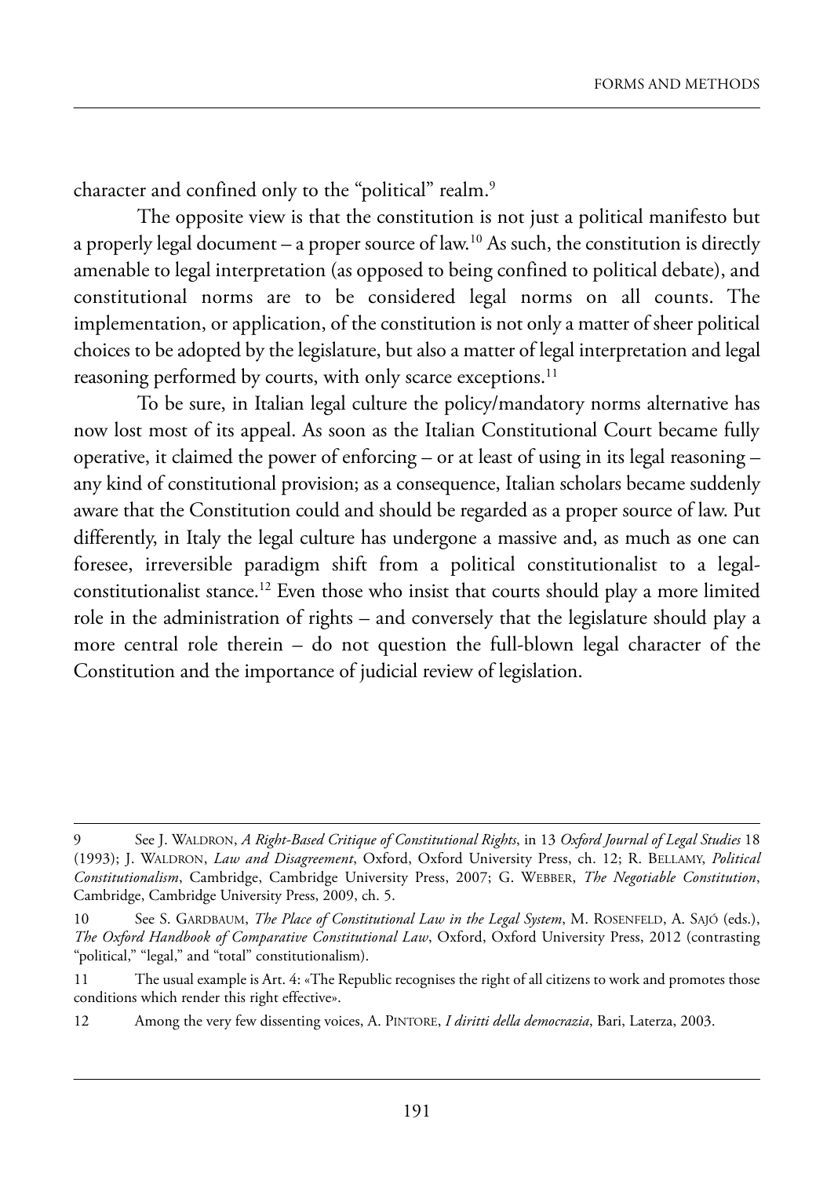character and confined only to the "political" realm.[9]

The opposite view is that the constitution is not just a political manifesto but a properly legal document – a proper source of law.[10] As such, the constitution is directly amenable to legal interpretation (as opposed to being confined to political debate), and constitutional norms are to be considered legal norms on all counts. The implementation, or application, of the constitution is not only a matter of sheer political choices to be adopted by the legislature, but also a matter of legal interpretation and legal reasoning performed by courts, with only scarce exceptions.[11]

To be sure, in Italian legal culture the policy/mandatory norms alternative has now lost most of its appeal. As soon as the Italian Constitutional Court became fully operative, it claimed the power of enforcing – or at least of using in its legal reasoning – any kind of constitutional provision; as a consequence, Italian scholars became suddenly aware that the Constitution could and should be regarded as a proper source of law. Put differently, in Italy the legal culture has undergone a massive and, as much as one can foresee, irreversible paradigm shift from a political constitutionalist to a legal-constitutionalist stance.[12] Even those who insist that courts should play a more limited role in the administration of rights – and conversely that the legislature should play a more central role therein – do not question the full-blown legal character of the Constitution and the importance of judicial review of legislation.

---

9 See J. WALDRON, *A Right-Based Critique of Constitutional Rights*, in 13 *Oxford Journal of Legal Studies* 18 (1993); J. WALDRON, *Law and Disagreement*, Oxford, Oxford University Press, ch. 12; R. BELLAMY, *Political Constitutionalism*, Cambridge, Cambridge University Press, 2007; G. WEBBER, *The Negotiable Constitution*, Cambridge, Cambridge University Press, 2009, ch. 5.

10 See S. GARDBAUM, *The Place of Constitutional Law in the Legal System*, M. ROSENFELD, A. SAJÓ (eds.), *The Oxford Handbook of Comparative Constitutional Law*, Oxford, Oxford University Press, 2012 (contrasting "political," "legal," and "total" constitutionalism).

11 The usual example is Art. 4: «The Republic recognises the right of all citizens to work and promotes those conditions which render this right effective».

12 Among the very few dissenting voices, A. PINTORE, *I diritti della democrazia*, Bari, Laterza, 2003.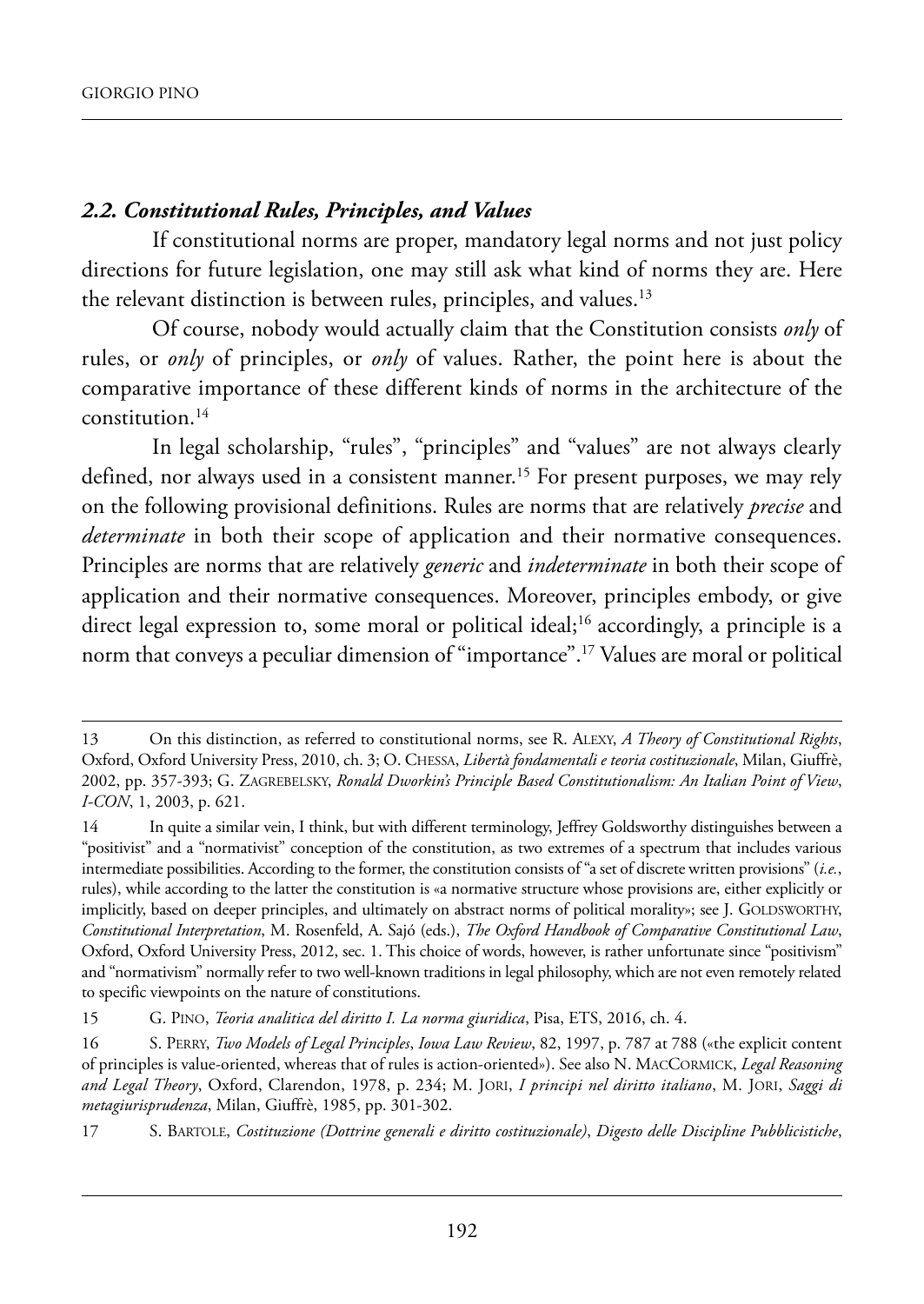### *2.2. Constitutional Rules, Principles, and Values*

If constitutional norms are proper, mandatory legal norms and not just policy directions for future legislation, one may still ask what kind of norms they are. Here the relevant distinction is between rules, principles, and values.[13]

Of course, nobody would actually claim that the Constitution consists *only* of rules, or *only* of principles, or *only* of values. Rather, the point here is about the comparative importance of these different kinds of norms in the architecture of the constitution.[14]

In legal scholarship, "rules", "principles" and "values" are not always clearly defined, nor always used in a consistent manner.[15] For present purposes, we may rely on the following provisional definitions. Rules are norms that are relatively *precise* and *determinate* in both their scope of application and their normative consequences. Principles are norms that are relatively *generic* and *indeterminate* in both their scope of application and their normative consequences. Moreover, principles embody, or give direct legal expression to, some moral or political ideal;[16] accordingly, a principle is a norm that conveys a peculiar dimension of "importance".[17] Values are moral or political

---

13 On this distinction, as referred to constitutional norms, see R. ALEXY, *A Theory of Constitutional Rights*, Oxford, Oxford University Press, 2010, ch. 3; O. CHESSA, *Libertà fondamentali e teoria costituzionale*, Milan, Giuffrè, 2002, pp. 357-393; G. ZAGREBELSKY, *Ronald Dworkin's Principle Based Constitutionalism: An Italian Point of View*, *I-CON*, 1, 2003, p. 621.

14 In quite a similar vein, I think, but with different terminology, Jeffrey Goldsworthy distinguishes between a "positivist" and a "normativist" conception of the constitution, as two extremes of a spectrum that includes various intermediate possibilities. According to the former, the constitution consists of "a set of discrete written provisions" (*i.e.*, rules), while according to the latter the constitution is «a normative structure whose provisions are, either explicitly or implicitly, based on deeper principles, and ultimately on abstract norms of political morality»; see J. GOLDSWORTHY, *Constitutional Interpretation*, M. Rosenfeld, A. Sajó (eds.), *The Oxford Handbook of Comparative Constitutional Law*, Oxford, Oxford University Press, 2012, sec. 1. This choice of words, however, is rather unfortunate since "positivism" and "normativism" normally refer to two well-known traditions in legal philosophy, which are not even remotely related to specific viewpoints on the nature of constitutions.

15 G. PINO, *Teoria analitica del diritto I. La norma giuridica*, Pisa, ETS, 2016, ch. 4.

16 S. PERRY, *Two Models of Legal Principles*, *Iowa Law Review*, 82, 1997, p. 787 at 788 («the explicit content of principles is value-oriented, whereas that of rules is action-oriented»). See also N. MACCORMICK, *Legal Reasoning and Legal Theory*, Oxford, Clarendon, 1978, p. 234; M. JORI, *I principi nel diritto italiano*, M. JORI, *Saggi di metagiurisprudenza*, Milan, Giuffrè, 1985, pp. 301-302.

17 S. BARTOLE, *Costituzione (Dottrine generali e diritto costituzionale)*, *Digesto delle Discipline Pubblicistiche*,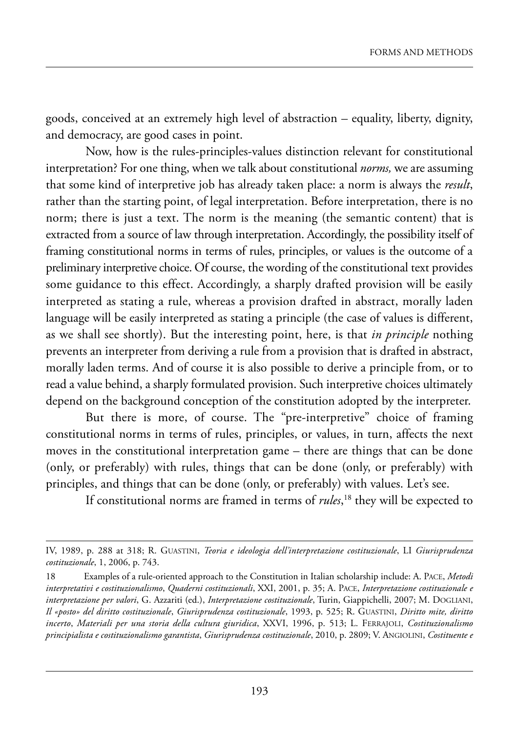goods, conceived at an extremely high level of abstraction – equality, liberty, dignity, and democracy, are good cases in point.

Now, how is the rules-principles-values distinction relevant for constitutional interpretation? For one thing, when we talk about constitutional *norms,* we are assuming that some kind of interpretive job has already taken place: a norm is always the *result*, rather than the starting point, of legal interpretation. Before interpretation, there is no norm; there is just a text. The norm is the meaning (the semantic content) that is extracted from a source of law through interpretation. Accordingly, the possibility itself of framing constitutional norms in terms of rules, principles, or values is the outcome of a preliminary interpretive choice. Of course, the wording of the constitutional text provides some guidance to this effect. Accordingly, a sharply drafted provision will be easily interpreted as stating a rule, whereas a provision drafted in abstract, morally laden language will be easily interpreted as stating a principle (the case of values is different, as we shall see shortly). But the interesting point, here, is that *in principle* nothing prevents an interpreter from deriving a rule from a provision that is drafted in abstract, morally laden terms. And of course it is also possible to derive a principle from, or to read a value behind, a sharply formulated provision. Such interpretive choices ultimately depend on the background conception of the constitution adopted by the interpreter.

But there is more, of course. The "pre-interpretive" choice of framing constitutional norms in terms of rules, principles, or values, in turn, affects the next moves in the constitutional interpretation game – there are things that can be done (only, or preferably) with rules, things that can be done (only, or preferably) with principles, and things that can be done (only, or preferably) with values. Let's see.

If constitutional norms are framed in terms of *rules*,[18] they will be expected to

---

IV, 1989, p. 288 at 318; R. Guastini, *Teoria e ideologia dell'interpretazione costituzionale*, LI *Giurisprudenza costituzionale*, 1, 2006, p. 743.

18 Examples of a rule-oriented approach to the Constitution in Italian scholarship include: A. Pace, *Metodi interpretativi e costituzionalismo*, *Quaderni costituzionali*, XXI, 2001, p. 35; A. Pace, *Interpretazione costituzionale e interpretazione per valori*, G. Azzariti (ed.), *Interpretazione costituzionale*, Turin, Giappichelli, 2007; M. Dogliani, *Il «posto» del diritto costituzionale*, *Giurisprudenza costituzionale*, 1993, p. 525; R. Guastini, *Diritto mite, diritto incerto*, *Materiali per una storia della cultura giuridica*, XXVI, 1996, p. 513; L. Ferrajoli, *Costituzionalismo principialista e costituzionalismo garantista*, *Giurisprudenza costituzionale*, 2010, p. 2809; V. Angiolini, *Costituente e*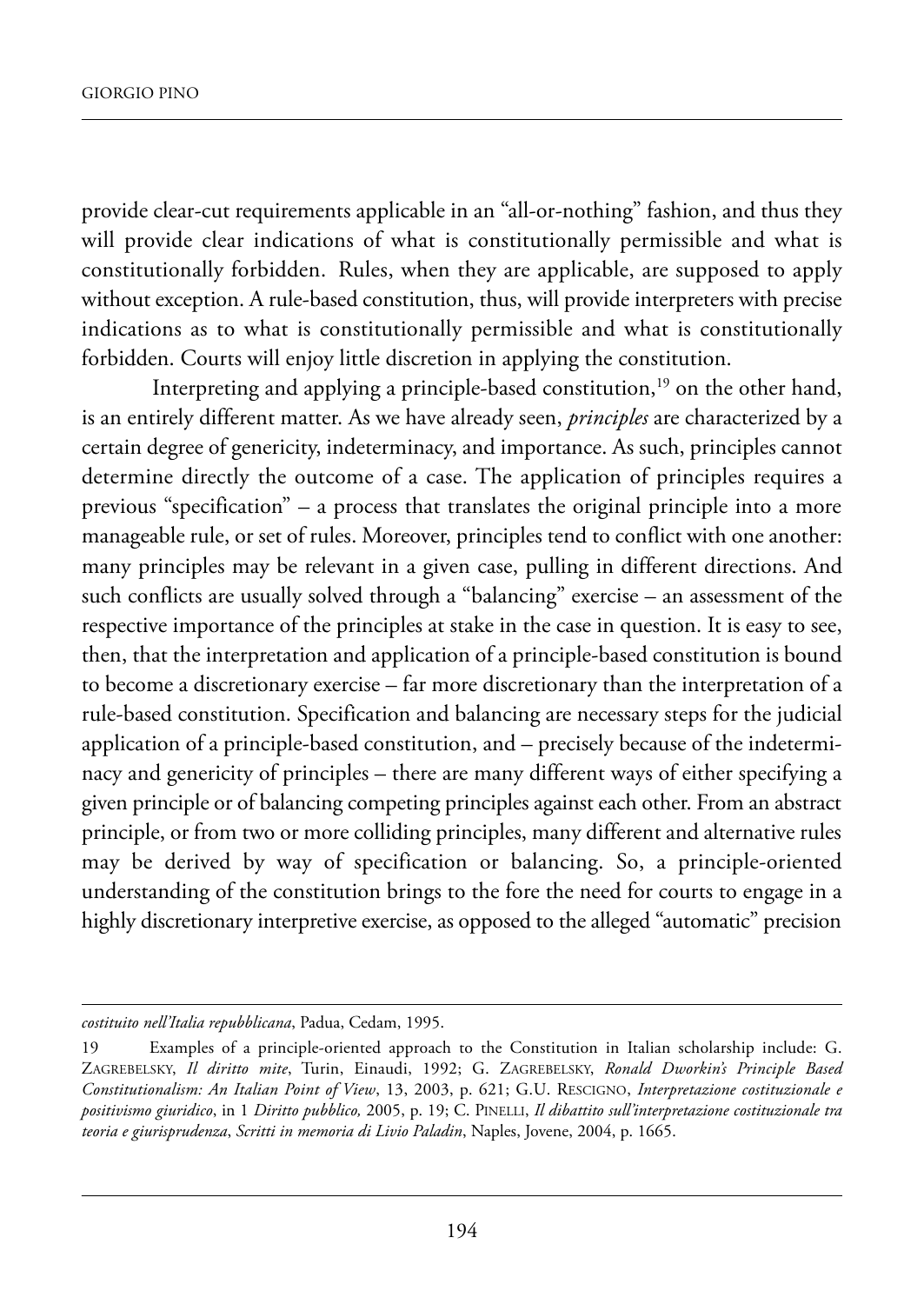provide clear-cut requirements applicable in an "all-or-nothing" fashion, and thus they will provide clear indications of what is constitutionally permissible and what is constitutionally forbidden. Rules, when they are applicable, are supposed to apply without exception. A rule-based constitution, thus, will provide interpreters with precise indications as to what is constitutionally permissible and what is constitutionally forbidden. Courts will enjoy little discretion in applying the constitution.

Interpreting and applying a principle-based constitution,[19] on the other hand, is an entirely different matter. As we have already seen, *principles* are characterized by a certain degree of genericity, indeterminacy, and importance. As such, principles cannot determine directly the outcome of a case. The application of principles requires a previous "specification" – a process that translates the original principle into a more manageable rule, or set of rules. Moreover, principles tend to conflict with one another: many principles may be relevant in a given case, pulling in different directions. And such conflicts are usually solved through a "balancing" exercise – an assessment of the respective importance of the principles at stake in the case in question. It is easy to see, then, that the interpretation and application of a principle-based constitution is bound to become a discretionary exercise – far more discretionary than the interpretation of a rule-based constitution. Specification and balancing are necessary steps for the judicial application of a principle-based constitution, and – precisely because of the indeterminacy and genericity of principles – there are many different ways of either specifying a given principle or of balancing competing principles against each other. From an abstract principle, or from two or more colliding principles, many different and alternative rules may be derived by way of specification or balancing. So, a principle-oriented understanding of the constitution brings to the fore the need for courts to engage in a highly discretionary interpretive exercise, as opposed to the alleged "automatic" precision

---

*costituito nell'Italia repubblicana*, Padua, Cedam, 1995.

19 Examples of a principle-oriented approach to the Constitution in Italian scholarship include: G. Zagrebelsky, *Il diritto mite*, Turin, Einaudi, 1992; G. Zagrebelsky, *Ronald Dworkin's Principle Based Constitutionalism: An Italian Point of View*, 13, 2003, p. 621; G.U. Rescigno, *Interpretazione costituzionale e positivismo giuridico*, in 1 *Diritto pubblico,* 2005, p. 19; C. Pinelli, *Il dibattito sull'interpretazione costituzionale tra teoria e giurisprudenza*, *Scritti in memoria di Livio Paladin*, Naples, Jovene, 2004, p. 1665.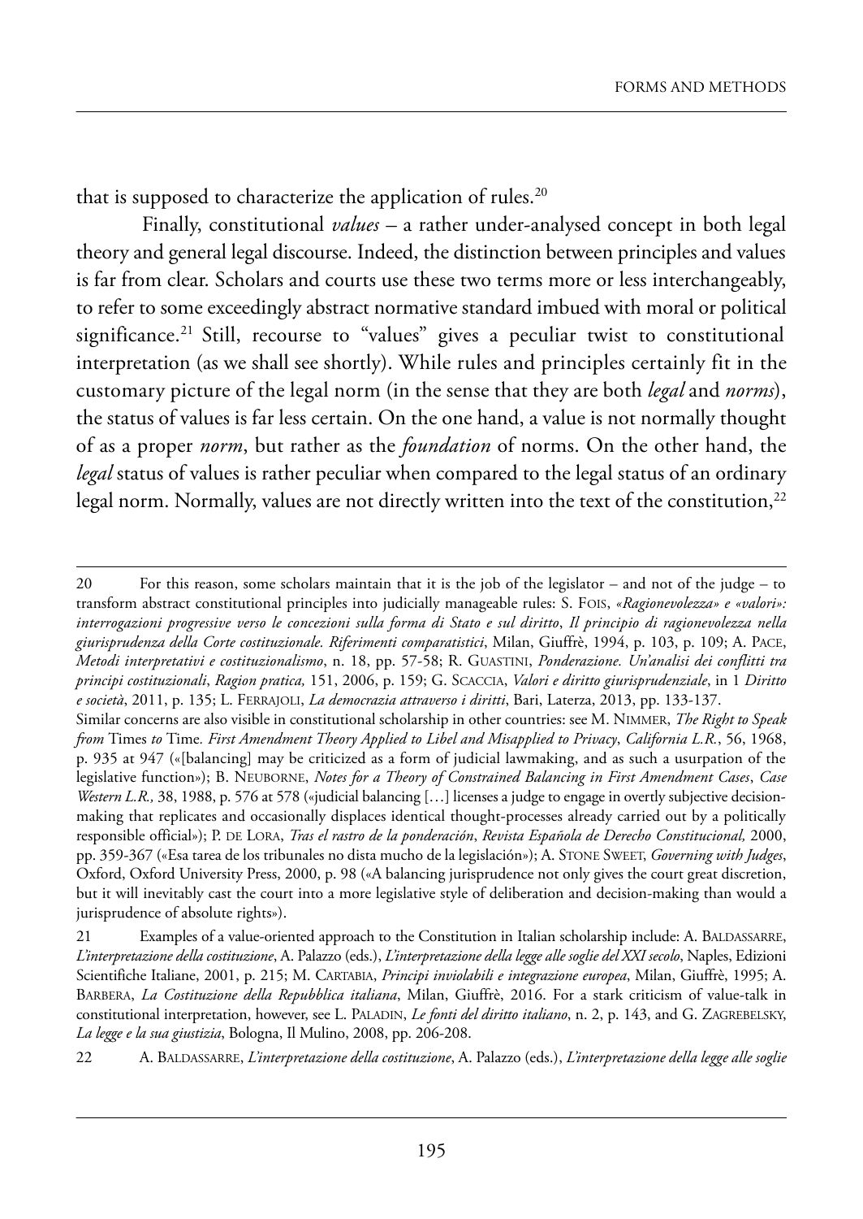that is supposed to characterize the application of rules.[20]

Finally, constitutional *values* – a rather under-analysed concept in both legal theory and general legal discourse. Indeed, the distinction between principles and values is far from clear. Scholars and courts use these two terms more or less interchangeably, to refer to some exceedingly abstract normative standard imbued with moral or political significance.[21] Still, recourse to "values" gives a peculiar twist to constitutional interpretation (as we shall see shortly). While rules and principles certainly fit in the customary picture of the legal norm (in the sense that they are both *legal* and *norms*), the status of values is far less certain. On the one hand, a value is not normally thought of as a proper *norm*, but rather as the *foundation* of norms. On the other hand, the *legal* status of values is rather peculiar when compared to the legal status of an ordinary legal norm. Normally, values are not directly written into the text of the constitution,[22]

---

20 For this reason, some scholars maintain that it is the job of the legislator – and not of the judge – to transform abstract constitutional principles into judicially manageable rules: S. Fois, *«Ragionevolezza» e «valori»: interrogazioni progressive verso le concezioni sulla forma di Stato e sul diritto*, *Il principio di ragionevolezza nella giurisprudenza della Corte costituzionale. Riferimenti comparatistici*, Milan, Giuffrè, 1994, p. 103, p. 109; A. Pace, *Metodi interpretativi e costituzionalismo*, n. 18, pp. 57-58; R. Guastini, *Ponderazione. Un'analisi dei conflitti tra principi costituzionali*, *Ragion pratica,* 151, 2006, p. 159; G. Scaccia, *Valori e diritto giurisprudenziale*, in 1 *Diritto e società*, 2011, p. 135; L. Ferrajoli, *La democrazia attraverso i diritti*, Bari, Laterza, 2013, pp. 133-137.

Similar concerns are also visible in constitutional scholarship in other countries: see M. Nimmer, *The Right to Speak from* Times *to* Time*. First Amendment Theory Applied to Libel and Misapplied to Privacy*, *California L.R.*, 56, 1968, p. 935 at 947 («[balancing] may be criticized as a form of judicial lawmaking, and as such a usurpation of the legislative function»); B. Neuborne, *Notes for a Theory of Constrained Balancing in First Amendment Cases*, *Case Western L.R.,* 38, 1988, p. 576 at 578 («judicial balancing […] licenses a judge to engage in overtly subjective decision-making that replicates and occasionally displaces identical thought-processes already carried out by a politically responsible official»); P. de Lora, *Tras el rastro de la ponderación*, *Revista Española de Derecho Constitucional,* 2000, pp. 359-367 («Esa tarea de los tribunales no dista mucho de la legislación»); A. Stone Sweet, *Governing with Judges*, Oxford, Oxford University Press, 2000, p. 98 («A balancing jurisprudence not only gives the court great discretion, but it will inevitably cast the court into a more legislative style of deliberation and decision-making than would a jurisprudence of absolute rights»).

21 Examples of a value-oriented approach to the Constitution in Italian scholarship include: A. Baldassarre, *L'interpretazione della costituzione*, A. Palazzo (eds.), *L'interpretazione della legge alle soglie del XXI secolo*, Naples, Edizioni Scientifiche Italiane, 2001, p. 215; M. Cartabia, *Principi inviolabili e integrazione europea*, Milan, Giuffrè, 1995; A. Barbera, *La Costituzione della Repubblica italiana*, Milan, Giuffrè, 2016. For a stark criticism of value-talk in constitutional interpretation, however, see L. Paladin, *Le fonti del diritto italiano*, n. 2, p. 143, and G. Zagrebelsky, *La legge e la sua giustizia*, Bologna, Il Mulino, 2008, pp. 206-208.

22 A. Baldassarre, *L'interpretazione della costituzione*, A. Palazzo (eds.), *L'interpretazione della legge alle soglie*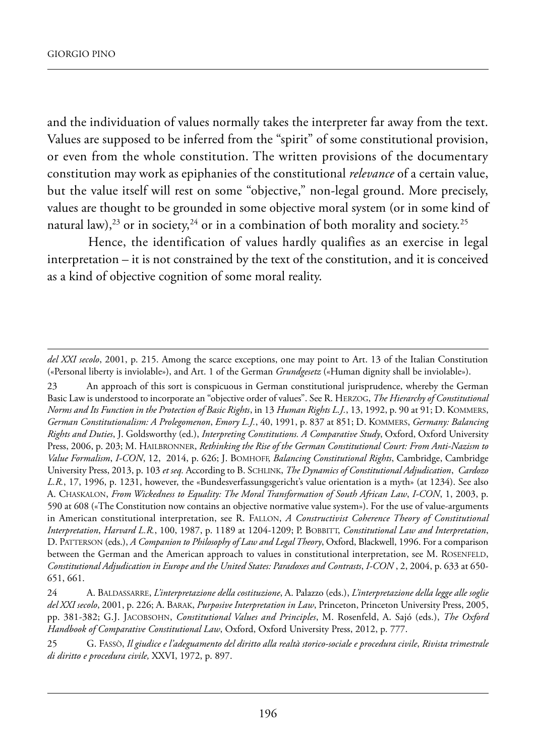and the individuation of values normally takes the interpreter far away from the text. Values are supposed to be inferred from the "spirit" of some constitutional provision, or even from the whole constitution. The written provisions of the documentary constitution may work as epiphanies of the constitutional *relevance* of a certain value, but the value itself will rest on some "objective," non-legal ground. More precisely, values are thought to be grounded in some objective moral system (or in some kind of natural law),[23] or in society,[24] or in a combination of both morality and society.[25]

Hence, the identification of values hardly qualifies as an exercise in legal interpretation – it is not constrained by the text of the constitution, and it is conceived as a kind of objective cognition of some moral reality.

---

*del XXI secolo*, 2001, p. 215. Among the scarce exceptions, one may point to Art. 13 of the Italian Constitution («Personal liberty is inviolable»), and Art. 1 of the German *Grundgesetz* («Human dignity shall be inviolable»).

23 An approach of this sort is conspicuous in German constitutional jurisprudence, whereby the German Basic Law is understood to incorporate an "objective order of values". See R. HERZOG, *The Hierarchy of Constitutional Norms and Its Function in the Protection of Basic Rights*, in 13 *Human Rights L.J.*, 13, 1992, p. 90 at 91; D. KOMMERS, *German Constitutionalism: A Prolegomenon*, *Emory L.J.*, 40, 1991, p. 837 at 851; D. KOMMERS, *Germany: Balancing Rights and Duties*, J. Goldsworthy (ed.), *Interpreting Constitutions. A Comparative Study*, Oxford, Oxford University Press, 2006, p. 203; M. HAILBRONNER, *Rethinking the Rise of the German Constitutional Court: From Anti-Nazism to Value Formalism*, *I-CON*, 12, 2014, p. 626; J. BOMHOFF, *Balancing Constitutional Rights*, Cambridge, Cambridge University Press, 2013, p. 103 *et seq.* According to B. SCHLINK, *The Dynamics of Constitutional Adjudication*, *Cardozo L.R.*, 17, 1996, p. 1231, however, the «Bundesverfassungsgericht's value orientation is a myth» (at 1234). See also A. CHASKALON, *From Wickedness to Equality: The Moral Transformation of South African Law*, *I-CON*, 1, 2003, p. 590 at 608 («The Constitution now contains an objective normative value system»). For the use of value-arguments in American constitutional interpretation, see R. FALLON, *A Constructivist Coherence Theory of Constitutional Interpretation*, *Harvard L.R.*, 100, 1987, p. 1189 at 1204-1209; P. BOBBITT, *Constitutional Law and Interpretation*, D. PATTERSON (eds.), *A Companion to Philosophy of Law and Legal Theory*, Oxford, Blackwell, 1996. For a comparison between the German and the American approach to values in constitutional interpretation, see M. ROSENFELD, *Constitutional Adjudication in Europe and the United States: Paradoxes and Contrasts*, *I-CON* , 2, 2004, p. 633 at 650-651, 661.

24 A. BALDASSARRE, *L'interpretazione della costituzione*, A. Palazzo (eds.), *L'interpretazione della legge alle soglie del XXI secolo*, 2001, p. 226; A. BARAK, *Purposive Interpretation in Law*, Princeton, Princeton University Press, 2005, pp. 381-382; G.J. JACOBSOHN, *Constitutional Values and Principles*, M. Rosenfeld, A. Sajó (eds.), *The Oxford Handbook of Comparative Constitutional Law*, Oxford, Oxford University Press, 2012, p. 777.

25 G. FASSÒ, *Il giudice e l'adeguamento del diritto alla realtà storico-sociale e procedura civile*, *Rivista trimestrale di diritto e procedura civile,* XXVI, 1972, p. 897.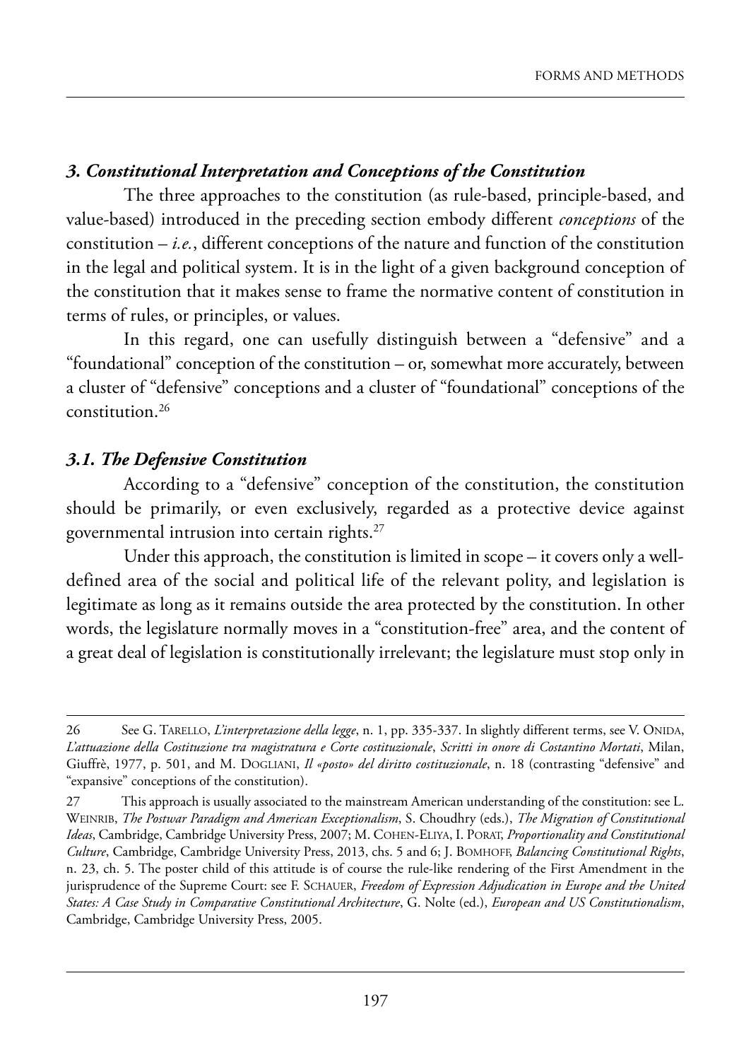### *3. Constitutional Interpretation and Conceptions of the Constitution*

The three approaches to the constitution (as rule-based, principle-based, and value-based) introduced in the preceding section embody different *conceptions* of the constitution – *i.e.*, different conceptions of the nature and function of the constitution in the legal and political system. It is in the light of a given background conception of the constitution that it makes sense to frame the normative content of constitution in terms of rules, or principles, or values.

In this regard, one can usefully distinguish between a "defensive" and a "foundational" conception of the constitution – or, somewhat more accurately, between a cluster of "defensive" conceptions and a cluster of "foundational" conceptions of the constitution.[26]

### *3.1. The Defensive Constitution*

According to a "defensive" conception of the constitution, the constitution should be primarily, or even exclusively, regarded as a protective device against governmental intrusion into certain rights.[27]

Under this approach, the constitution is limited in scope – it covers only a well-defined area of the social and political life of the relevant polity, and legislation is legitimate as long as it remains outside the area protected by the constitution. In other words, the legislature normally moves in a "constitution-free" area, and the content of a great deal of legislation is constitutionally irrelevant; the legislature must stop only in

---

26 See G. Tarello, *L'interpretazione della legge*, n. 1, pp. 335-337. In slightly different terms, see V. Onida, *L'attuazione della Costituzione tra magistratura e Corte costituzionale*, *Scritti in onore di Costantino Mortati*, Milan, Giuffrè, 1977, p. 501, and M. Dogliani, *Il «posto» del diritto costituzionale*, n. 18 (contrasting "defensive" and "expansive" conceptions of the constitution).

27 This approach is usually associated to the mainstream American understanding of the constitution: see L. Weinrib, *The Postwar Paradigm and American Exceptionalism*, S. Choudhry (eds.), *The Migration of Constitutional Ideas*, Cambridge, Cambridge University Press, 2007; M. Cohen-Eliya, I. Porat, *Proportionality and Constitutional Culture*, Cambridge, Cambridge University Press, 2013, chs. 5 and 6; J. Bomhoff, *Balancing Constitutional Rights*, n. 23, ch. 5. The poster child of this attitude is of course the rule-like rendering of the First Amendment in the jurisprudence of the Supreme Court: see F. Schauer, *Freedom of Expression Adjudication in Europe and the United States: A Case Study in Comparative Constitutional Architecture*, G. Nolte (ed.), *European and US Constitutionalism*, Cambridge, Cambridge University Press, 2005.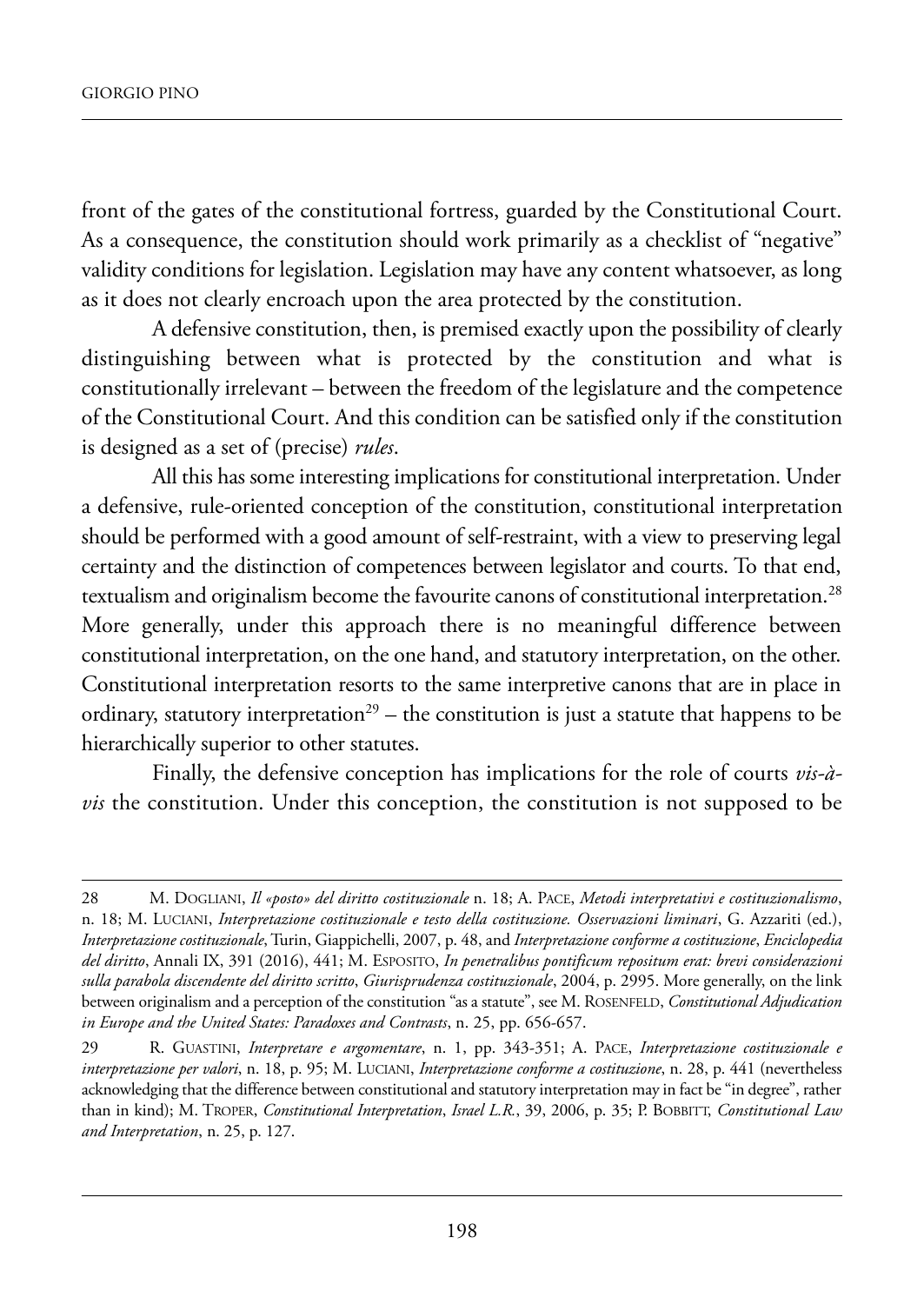front of the gates of the constitutional fortress, guarded by the Constitutional Court. As a consequence, the constitution should work primarily as a checklist of "negative" validity conditions for legislation. Legislation may have any content whatsoever, as long as it does not clearly encroach upon the area protected by the constitution.

A defensive constitution, then, is premised exactly upon the possibility of clearly distinguishing between what is protected by the constitution and what is constitutionally irrelevant – between the freedom of the legislature and the competence of the Constitutional Court. And this condition can be satisfied only if the constitution is designed as a set of (precise) *rules*.

All this has some interesting implications for constitutional interpretation. Under a defensive, rule-oriented conception of the constitution, constitutional interpretation should be performed with a good amount of self-restraint, with a view to preserving legal certainty and the distinction of competences between legislator and courts. To that end, textualism and originalism become the favourite canons of constitutional interpretation.[28] More generally, under this approach there is no meaningful difference between constitutional interpretation, on the one hand, and statutory interpretation, on the other. Constitutional interpretation resorts to the same interpretive canons that are in place in ordinary, statutory interpretation[29] – the constitution is just a statute that happens to be hierarchically superior to other statutes.

Finally, the defensive conception has implications for the role of courts *vis-à-vis* the constitution. Under this conception, the constitution is not supposed to be

---

28 M. Dogliani, *Il «posto» del diritto costituzionale* n. 18; A. Pace, *Metodi interpretativi e costituzionalismo*, n. 18; M. Luciani, *Interpretazione costituzionale e testo della costituzione. Osservazioni liminari*, G. Azzariti (ed.), *Interpretazione costituzionale*, Turin, Giappichelli, 2007, p. 48, and *Interpretazione conforme a costituzione*, *Enciclopedia del diritto*, Annali IX, 391 (2016), 441; M. Esposito, *In penetralibus pontificum repositum erat: brevi considerazioni sulla parabola discendente del diritto scritto*, *Giurisprudenza costituzionale*, 2004, p. 2995. More generally, on the link between originalism and a perception of the constitution "as a statute", see M. Rosenfeld, *Constitutional Adjudication in Europe and the United States: Paradoxes and Contrasts*, n. 25, pp. 656-657.

29 R. Guastini, *Interpretare e argomentare*, n. 1, pp. 343-351; A. Pace, *Interpretazione costituzionale e interpretazione per valori*, n. 18, p. 95; M. Luciani, *Interpretazione conforme a costituzione*, n. 28, p. 441 (nevertheless acknowledging that the difference between constitutional and statutory interpretation may in fact be "in degree", rather than in kind); M. Troper, *Constitutional Interpretation*, *Israel L.R.*, 39, 2006, p. 35; P. Bobbitt, *Constitutional Law and Interpretation*, n. 25, p. 127.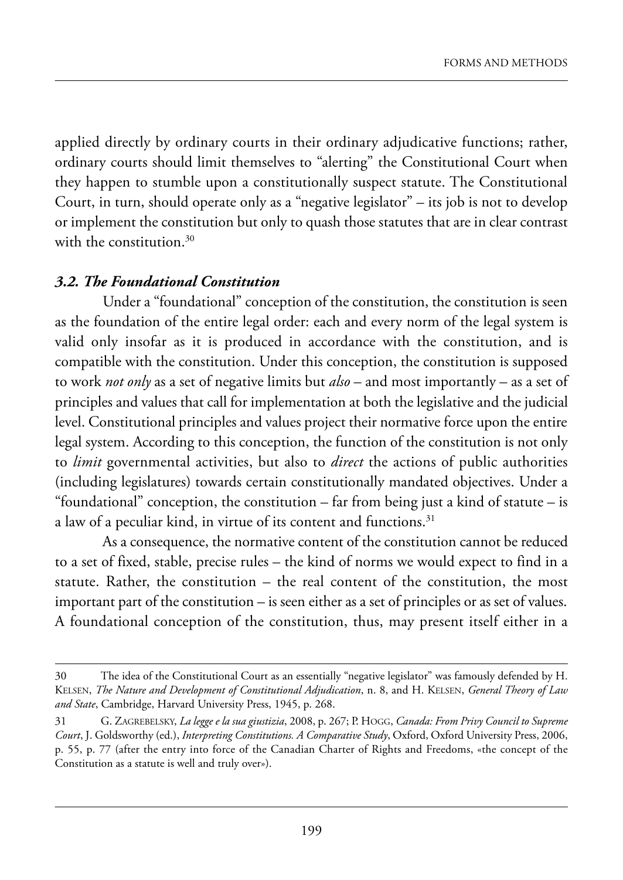applied directly by ordinary courts in their ordinary adjudicative functions; rather, ordinary courts should limit themselves to "alerting" the Constitutional Court when they happen to stumble upon a constitutionally suspect statute. The Constitutional Court, in turn, should operate only as a "negative legislator" – its job is not to develop or implement the constitution but only to quash those statutes that are in clear contrast with the constitution.[30]

### *3.2. The Foundational Constitution*

Under a "foundational" conception of the constitution, the constitution is seen as the foundation of the entire legal order: each and every norm of the legal system is valid only insofar as it is produced in accordance with the constitution, and is compatible with the constitution. Under this conception, the constitution is supposed to work *not only* as a set of negative limits but *also* – and most importantly – as a set of principles and values that call for implementation at both the legislative and the judicial level. Constitutional principles and values project their normative force upon the entire legal system. According to this conception, the function of the constitution is not only to *limit* governmental activities, but also to *direct* the actions of public authorities (including legislatures) towards certain constitutionally mandated objectives. Under a "foundational" conception, the constitution – far from being just a kind of statute – is a law of a peculiar kind, in virtue of its content and functions.[31]

As a consequence, the normative content of the constitution cannot be reduced to a set of fixed, stable, precise rules – the kind of norms we would expect to find in a statute. Rather, the constitution – the real content of the constitution, the most important part of the constitution – is seen either as a set of principles or as set of values. A foundational conception of the constitution, thus, may present itself either in a

---

30 The idea of the Constitutional Court as an essentially "negative legislator" was famously defended by H. Kelsen, *The Nature and Development of Constitutional Adjudication*, n. 8, and H. Kelsen, *General Theory of Law and State*, Cambridge, Harvard University Press, 1945, p. 268.

31 G. Zagrebelsky, *La legge e la sua giustizia*, 2008, p. 267; P. Hogg, *Canada: From Privy Council to Supreme Court*, J. Goldsworthy (ed.), *Interpreting Constitutions. A Comparative Study*, Oxford, Oxford University Press, 2006, p. 55, p. 77 (after the entry into force of the Canadian Charter of Rights and Freedoms, «the concept of the Constitution as a statute is well and truly over»).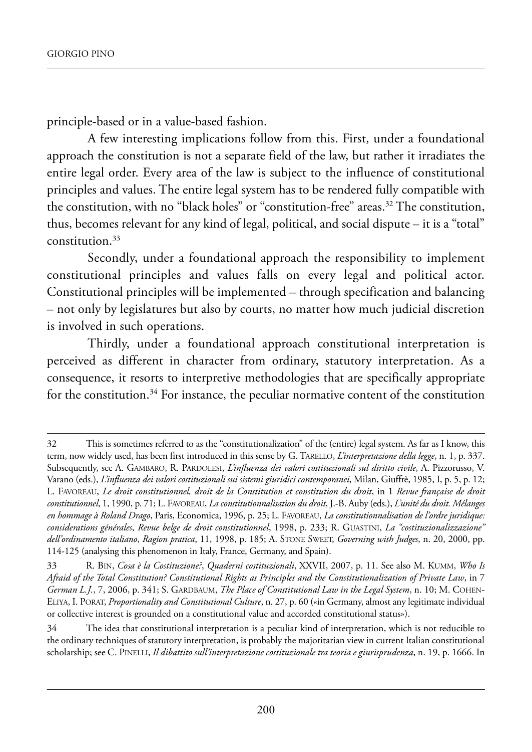principle-based or in a value-based fashion.

A few interesting implications follow from this. First, under a foundational approach the constitution is not a separate field of the law, but rather it irradiates the entire legal order. Every area of the law is subject to the influence of constitutional principles and values. The entire legal system has to be rendered fully compatible with the constitution, with no "black holes" or "constitution-free" areas.[32] The constitution, thus, becomes relevant for any kind of legal, political, and social dispute – it is a "total" constitution.[33]

Secondly, under a foundational approach the responsibility to implement constitutional principles and values falls on every legal and political actor. Constitutional principles will be implemented – through specification and balancing – not only by legislatures but also by courts, no matter how much judicial discretion is involved in such operations.

Thirdly, under a foundational approach constitutional interpretation is perceived as different in character from ordinary, statutory interpretation. As a consequence, it resorts to interpretive methodologies that are specifically appropriate for the constitution.[34] For instance, the peculiar normative content of the constitution

---

32 This is sometimes referred to as the "constitutionalization" of the (entire) legal system. As far as I know, this term, now widely used, has been first introduced in this sense by G. Tarello, *L'interpretazione della legge*, n. 1, p. 337. Subsequently, see A. Gambaro, R. Pardolesi, *L'influenza dei valori costituzionali sul diritto civile*, A. Pizzorusso, V. Varano (eds.), *L'influenza dei valori costituzionali sui sistemi giuridici contemporanei*, Milan, Giuffrè, 1985, I, p. 5, p. 12; L. Favoreau, *Le droit constitutionnel, droit de la Constitution et constitution du droit*, in 1 *Revue française de droit constitutionnel*, 1, 1990, p. 71; L. Favoreau, *La constitutionnalisation du droit*, J.-B. Auby (eds.), *L'unité du droit. Mélanges en hommage à Roland Drago*, Paris, Economica, 1996, p. 25; L. Favoreau, *La constitutionnalisation de l'ordre juridique: considerations générales*, *Revue belge de droit constitutionnel*, 1998, p. 233; R. Guastini, *La "costituzionalizzazione" dell'ordinamento italiano*, *Ragion pratica*, 11, 1998, p. 185; A. Stone Sweet, *Governing with Judges*, n. 20, 2000, pp. 114-125 (analysing this phenomenon in Italy, France, Germany, and Spain).

33 R. Bin, *Cosa è la Costituzione?*, *Quaderni costituzionali*, XXVII, 2007, p. 11. See also M. Kumm, *Who Is Afraid of the Total Constitution? Constitutional Rights as Principles and the Constitutionalization of Private Law*, in 7 *German L.J.*, 7, 2006, p. 341; S. Gardbaum, *The Place of Constitutional Law in the Legal System*, n. 10; M. Cohen-Eliya, I. Porat, *Proportionality and Constitutional Culture*, n. 27, p. 60 («in Germany, almost any legitimate individual or collective interest is grounded on a constitutional value and accorded constitutional status»).

34 The idea that constitutional interpretation is a peculiar kind of interpretation, which is not reducible to the ordinary techniques of statutory interpretation, is probably the majoritarian view in current Italian constitutional scholarship; see C. Pinelli, *Il dibattito sull'interpretazione costituzionale tra teoria e giurisprudenza*, n. 19, p. 1666. In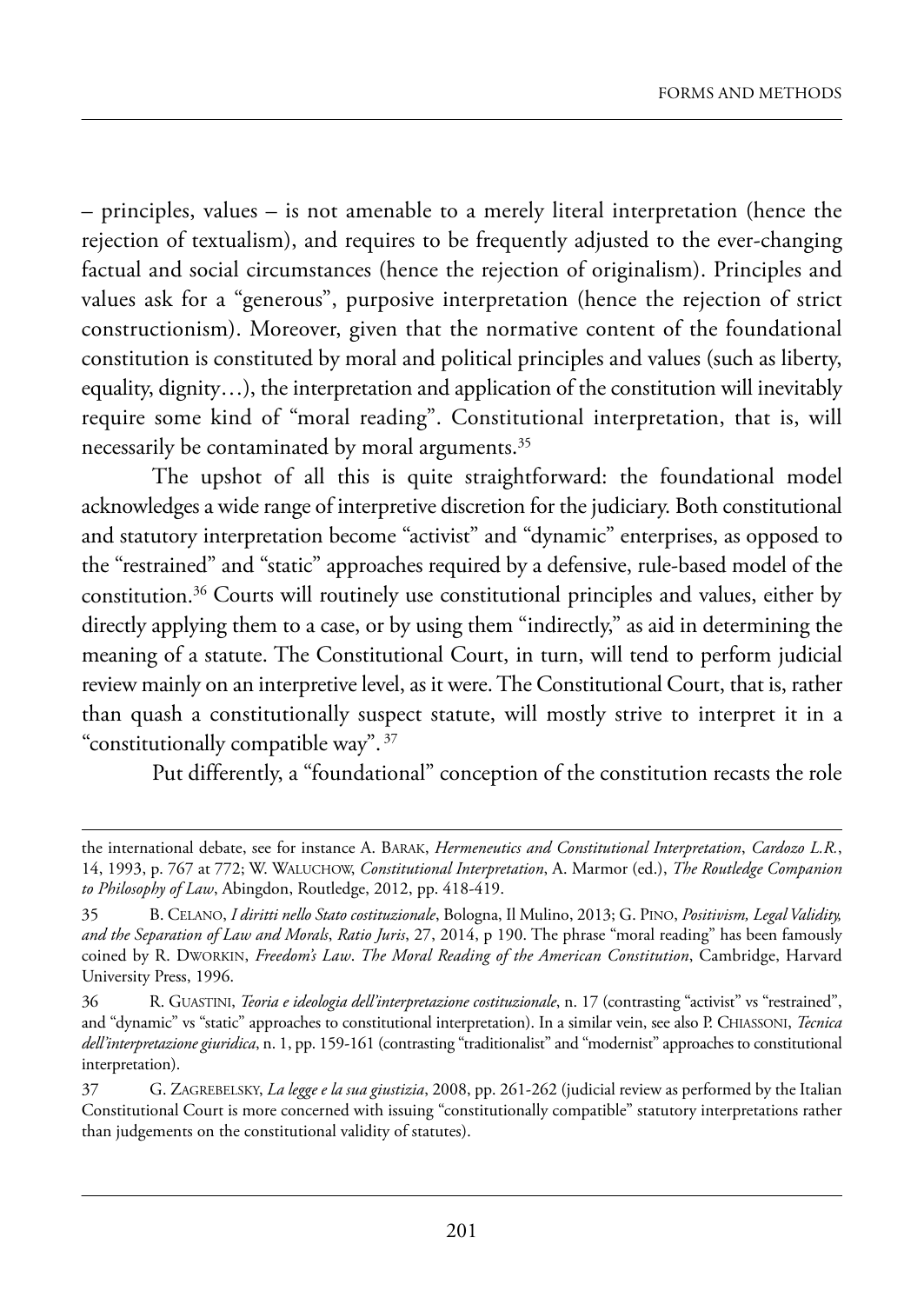– principles, values – is not amenable to a merely literal interpretation (hence the rejection of textualism), and requires to be frequently adjusted to the ever-changing factual and social circumstances (hence the rejection of originalism). Principles and values ask for a "generous", purposive interpretation (hence the rejection of strict constructionism). Moreover, given that the normative content of the foundational constitution is constituted by moral and political principles and values (such as liberty, equality, dignity…), the interpretation and application of the constitution will inevitably require some kind of "moral reading". Constitutional interpretation, that is, will necessarily be contaminated by moral arguments.[35]

The upshot of all this is quite straightforward: the foundational model acknowledges a wide range of interpretive discretion for the judiciary. Both constitutional and statutory interpretation become "activist" and "dynamic" enterprises, as opposed to the "restrained" and "static" approaches required by a defensive, rule-based model of the constitution.[36] Courts will routinely use constitutional principles and values, either by directly applying them to a case, or by using them "indirectly," as aid in determining the meaning of a statute. The Constitutional Court, in turn, will tend to perform judicial review mainly on an interpretive level, as it were. The Constitutional Court, that is, rather than quash a constitutionally suspect statute, will mostly strive to interpret it in a "constitutionally compatible way".[37]

Put differently, a "foundational" conception of the constitution recasts the role

---

the international debate, see for instance A. Barak, *Hermeneutics and Constitutional Interpretation*, *Cardozo L.R.*, 14, 1993, p. 767 at 772; W. Waluchow, *Constitutional Interpretation*, A. Marmor (ed.), *The Routledge Companion to Philosophy of Law*, Abingdon, Routledge, 2012, pp. 418-419.

35 B. Celano, *I diritti nello Stato costituzionale*, Bologna, Il Mulino, 2013; G. Pino, *Positivism, Legal Validity, and the Separation of Law and Morals*, *Ratio Juris*, 27, 2014, p 190. The phrase "moral reading" has been famously coined by R. Dworkin, *Freedom's Law*. *The Moral Reading of the American Constitution*, Cambridge, Harvard University Press, 1996.

36 R. Guastini, *Teoria e ideologia dell'interpretazione costituzionale*, n. 17 (contrasting "activist" vs "restrained", and "dynamic" vs "static" approaches to constitutional interpretation). In a similar vein, see also P. Chiassoni, *Tecnica dell'interpretazione giuridica*, n. 1, pp. 159-161 (contrasting "traditionalist" and "modernist" approaches to constitutional interpretation).

37 G. Zagrebelsky, *La legge e la sua giustizia*, 2008, pp. 261-262 (judicial review as performed by the Italian Constitutional Court is more concerned with issuing "constitutionally compatible" statutory interpretations rather than judgements on the constitutional validity of statutes).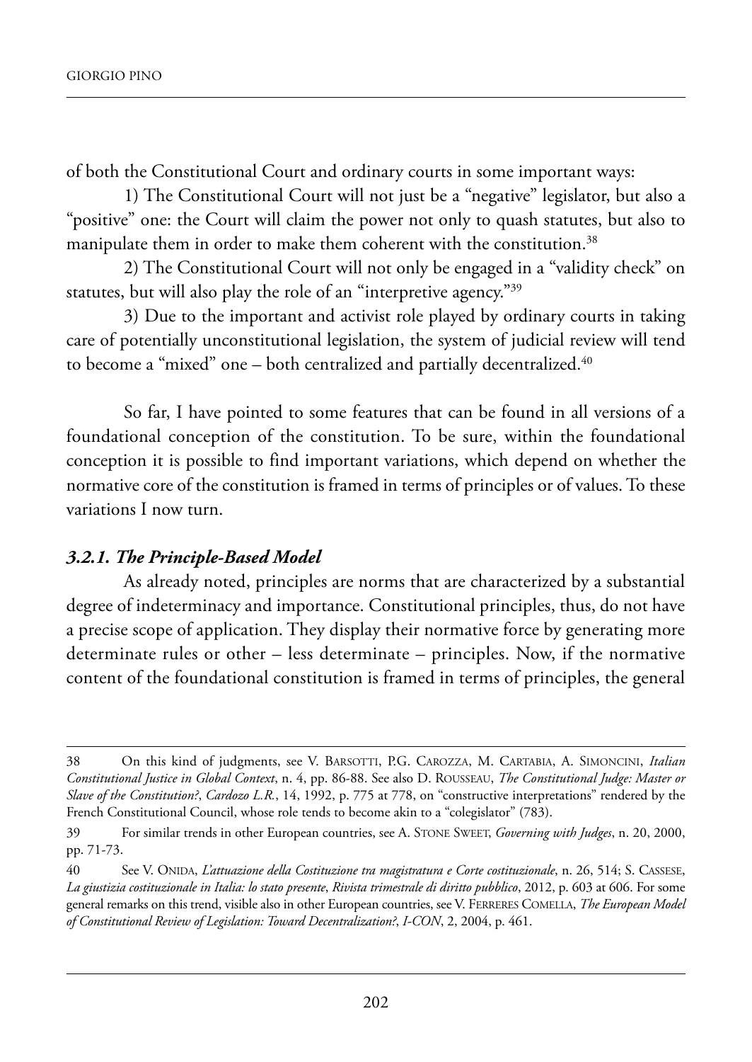of both the Constitutional Court and ordinary courts in some important ways:

1) The Constitutional Court will not just be a "negative" legislator, but also a "positive" one: the Court will claim the power not only to quash statutes, but also to manipulate them in order to make them coherent with the constitution.[38]

2) The Constitutional Court will not only be engaged in a "validity check" on statutes, but will also play the role of an "interpretive agency."[39]

3) Due to the important and activist role played by ordinary courts in taking care of potentially unconstitutional legislation, the system of judicial review will tend to become a "mixed" one – both centralized and partially decentralized.[40]

So far, I have pointed to some features that can be found in all versions of a foundational conception of the constitution. To be sure, within the foundational conception it is possible to find important variations, which depend on whether the normative core of the constitution is framed in terms of principles or of values. To these variations I now turn.

### *3.2.1. The Principle-Based Model*

As already noted, principles are norms that are characterized by a substantial degree of indeterminacy and importance. Constitutional principles, thus, do not have a precise scope of application. They display their normative force by generating more determinate rules or other – less determinate – principles. Now, if the normative content of the foundational constitution is framed in terms of principles, the general

---

38 On this kind of judgments, see V. Barsotti, P.G. Carozza, M. Cartabia, A. Simoncini, *Italian Constitutional Justice in Global Context*, n. 4, pp. 86-88. See also D. Rousseau, *The Constitutional Judge: Master or Slave of the Constitution?*, *Cardozo L.R.*, 14, 1992, p. 775 at 778, on "constructive interpretations" rendered by the French Constitutional Council, whose role tends to become akin to a "colegislator" (783).

39 For similar trends in other European countries, see A. Stone Sweet, *Governing with Judges*, n. 20, 2000, pp. 71-73.

40 See V. Onida, *L'attuazione della Costituzione tra magistratura e Corte costituzionale*, n. 26, 514; S. Cassese, *La giustizia costituzionale in Italia: lo stato presente*, *Rivista trimestrale di diritto pubblico*, 2012, p. 603 at 606. For some general remarks on this trend, visible also in other European countries, see V. Ferreres Comella, *The European Model of Constitutional Review of Legislation: Toward Decentralization?*, *I-CON*, 2, 2004, p. 461.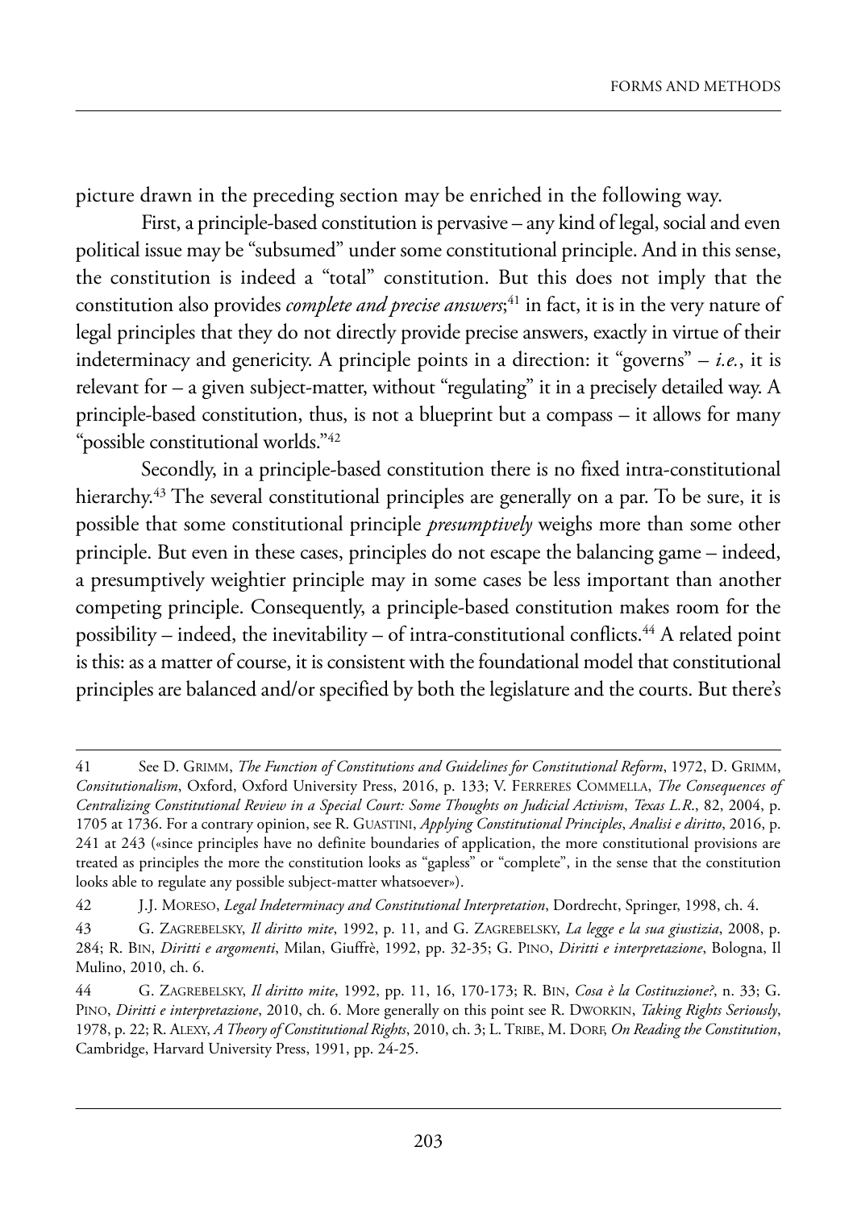picture drawn in the preceding section may be enriched in the following way.

First, a principle-based constitution is pervasive – any kind of legal, social and even political issue may be "subsumed" under some constitutional principle. And in this sense, the constitution is indeed a "total" constitution. But this does not imply that the constitution also provides *complete and precise answers*;[41] in fact, it is in the very nature of legal principles that they do not directly provide precise answers, exactly in virtue of their indeterminacy and genericity. A principle points in a direction: it "governs" – *i.e.*, it is relevant for – a given subject-matter, without "regulating" it in a precisely detailed way. A principle-based constitution, thus, is not a blueprint but a compass – it allows for many "possible constitutional worlds."[42]

Secondly, in a principle-based constitution there is no fixed intra-constitutional hierarchy.[43] The several constitutional principles are generally on a par. To be sure, it is possible that some constitutional principle *presumptively* weighs more than some other principle. But even in these cases, principles do not escape the balancing game – indeed, a presumptively weightier principle may in some cases be less important than another competing principle. Consequently, a principle-based constitution makes room for the possibility – indeed, the inevitability – of intra-constitutional conflicts.[44] A related point is this: as a matter of course, it is consistent with the foundational model that constitutional principles are balanced and/or specified by both the legislature and the courts. But there's

---

41 See D. Grimm, *The Function of Constitutions and Guidelines for Constitutional Reform*, 1972, D. Grimm, *Consitutionalism*, Oxford, Oxford University Press, 2016, p. 133; V. Ferreres Commella, *The Consequences of Centralizing Constitutional Review in a Special Court: Some Thoughts on Judicial Activism*, *Texas L.R.*, 82, 2004, p. 1705 at 1736. For a contrary opinion, see R. Guastini, *Applying Constitutional Principles*, *Analisi e diritto*, 2016, p. 241 at 243 («since principles have no definite boundaries of application, the more constitutional provisions are treated as principles the more the constitution looks as "gapless" or "complete", in the sense that the constitution looks able to regulate any possible subject-matter whatsoever»).

42 J.J. Moreso, *Legal Indeterminacy and Constitutional Interpretation*, Dordrecht, Springer, 1998, ch. 4.

43 G. Zagrebelsky, *Il diritto mite*, 1992, p. 11, and G. Zagrebelsky, *La legge e la sua giustizia*, 2008, p. 284; R. Bin, *Diritti e argomenti*, Milan, Giuffrè, 1992, pp. 32-35; G. Pino, *Diritti e interpretazione*, Bologna, Il Mulino, 2010, ch. 6.

44 G. Zagrebelsky, *Il diritto mite*, 1992, pp. 11, 16, 170-173; R. Bin, *Cosa è la Costituzione?*, n. 33; G. Pino, *Diritti e interpretazione*, 2010, ch. 6. More generally on this point see R. Dworkin, *Taking Rights Seriously*, 1978, p. 22; R. Alexy, *A Theory of Constitutional Rights*, 2010, ch. 3; L. Tribe, M. Dorf, *On Reading the Constitution*, Cambridge, Harvard University Press, 1991, pp. 24-25.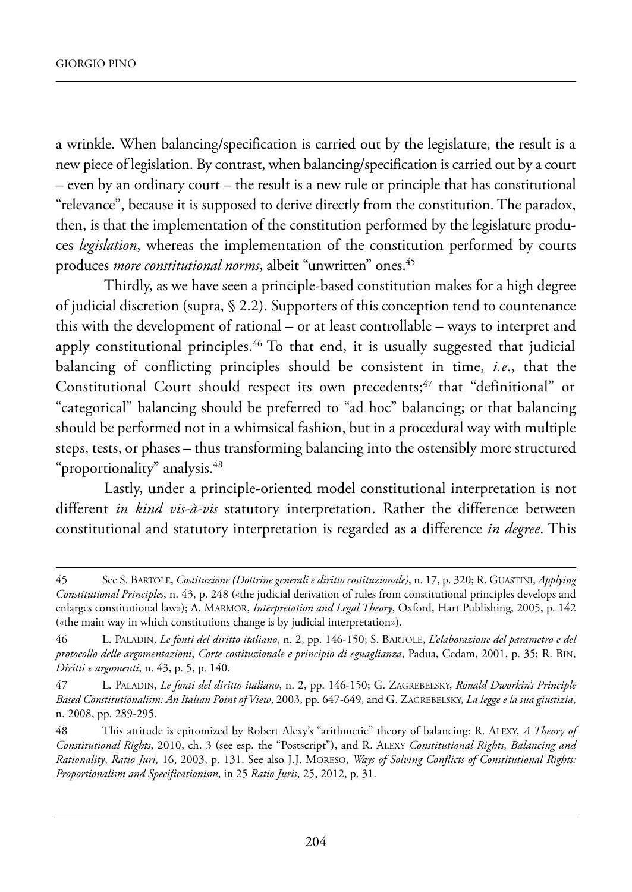a wrinkle. When balancing/specification is carried out by the legislature, the result is a new piece of legislation. By contrast, when balancing/specification is carried out by a court – even by an ordinary court – the result is a new rule or principle that has constitutional "relevance", because it is supposed to derive directly from the constitution. The paradox, then, is that the implementation of the constitution performed by the legislature produces *legislation*, whereas the implementation of the constitution performed by courts produces *more constitutional norms*, albeit "unwritten" ones.[45]

Thirdly, as we have seen a principle-based constitution makes for a high degree of judicial discretion (supra, § 2.2). Supporters of this conception tend to countenance this with the development of rational – or at least controllable – ways to interpret and apply constitutional principles.[46] To that end, it is usually suggested that judicial balancing of conflicting principles should be consistent in time, *i.e*., that the Constitutional Court should respect its own precedents;[47] that "definitional" or "categorical" balancing should be preferred to "ad hoc" balancing; or that balancing should be performed not in a whimsical fashion, but in a procedural way with multiple steps, tests, or phases – thus transforming balancing into the ostensibly more structured "proportionality" analysis.[48]

Lastly, under a principle-oriented model constitutional interpretation is not different *in kind vis-à-vis* statutory interpretation. Rather the difference between constitutional and statutory interpretation is regarded as a difference *in degree*. This

---

45 See S. Bartole, *Costituzione (Dottrine generali e diritto costituzionale)*, n. 17, p. 320; R. Guastini, *Applying Constitutional Principles*, n. 43, p. 248 («the judicial derivation of rules from constitutional principles develops and enlarges constitutional law»); A. Marmor, *Interpretation and Legal Theory*, Oxford, Hart Publishing, 2005, p. 142 («the main way in which constitutions change is by judicial interpretation»).

46 L. Paladin, *Le fonti del diritto italiano*, n. 2, pp. 146-150; S. Bartole, *L'elaborazione del parametro e del protocollo delle argomentazioni*, *Corte costituzionale e principio di eguaglianza*, Padua, Cedam, 2001, p. 35; R. Bin, *Diritti e argomenti*, n. 43, p. 5, p. 140.

47 L. Paladin, *Le fonti del diritto italiano*, n. 2, pp. 146-150; G. Zagrebelsky, *Ronald Dworkin's Principle Based Constitutionalism: An Italian Point of View*, 2003, pp. 647-649, and G. Zagrebelsky, *La legge e la sua giustizia*, n. 2008, pp. 289-295.

48 This attitude is epitomized by Robert Alexy's "arithmetic" theory of balancing: R. Alexy, *A Theory of Constitutional Rights*, 2010, ch. 3 (see esp. the "Postscript"), and R. Alexy *Constitutional Rights, Balancing and Rationality*, *Ratio Juri,* 16, 2003, p. 131. See also J.J. Moreso, *Ways of Solving Conflicts of Constitutional Rights: Proportionalism and Specificationism*, in 25 *Ratio Juris*, 25, 2012, p. 31.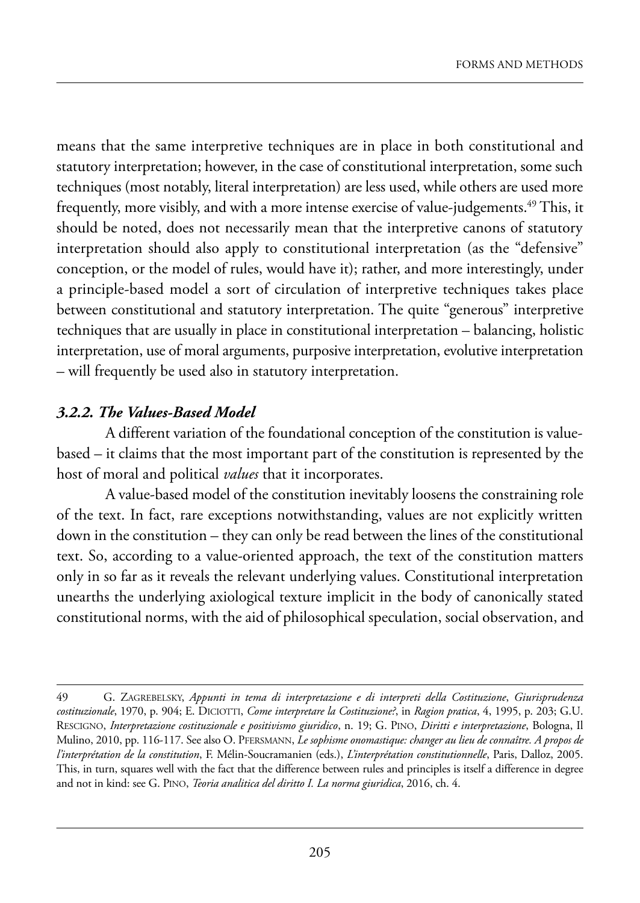means that the same interpretive techniques are in place in both constitutional and statutory interpretation; however, in the case of constitutional interpretation, some such techniques (most notably, literal interpretation) are less used, while others are used more frequently, more visibly, and with a more intense exercise of value-judgements.[49] This, it should be noted, does not necessarily mean that the interpretive canons of statutory interpretation should also apply to constitutional interpretation (as the "defensive" conception, or the model of rules, would have it); rather, and more interestingly, under a principle-based model a sort of circulation of interpretive techniques takes place between constitutional and statutory interpretation. The quite "generous" interpretive techniques that are usually in place in constitutional interpretation – balancing, holistic interpretation, use of moral arguments, purposive interpretation, evolutive interpretation – will frequently be used also in statutory interpretation.

### *3.2.2. The Values-Based Model*

A different variation of the foundational conception of the constitution is value-based – it claims that the most important part of the constitution is represented by the host of moral and political *values* that it incorporates.

A value-based model of the constitution inevitably loosens the constraining role of the text. In fact, rare exceptions notwithstanding, values are not explicitly written down in the constitution – they can only be read between the lines of the constitutional text. So, according to a value-oriented approach, the text of the constitution matters only in so far as it reveals the relevant underlying values. Constitutional interpretation unearths the underlying axiological texture implicit in the body of canonically stated constitutional norms, with the aid of philosophical speculation, social observation, and

---

49 G. Zagrebelsky, *Appunti in tema di interpretazione e di interpreti della Costituzione*, *Giurisprudenza costituzionale*, 1970, p. 904; E. Diciotti, *Come interpretare la Costituzione?*, in *Ragion pratica*, 4, 1995, p. 203; G.U. Rescigno, *Interpretazione costituzionale e positivismo giuridico*, n. 19; G. Pino, *Diritti e interpretazione*, Bologna, Il Mulino, 2010, pp. 116-117. See also O. Pfersmann, *Le sophisme onomastique: changer au lieu de connaître. A propos de l'interprétation de la constitution*, F. Mélin-Soucramanien (eds.), *L'interprétation constitutionnelle*, Paris, Dalloz, 2005. This, in turn, squares well with the fact that the difference between rules and principles is itself a difference in degree and not in kind: see G. Pino, *Teoria analitica del diritto I. La norma giuridica*, 2016, ch. 4.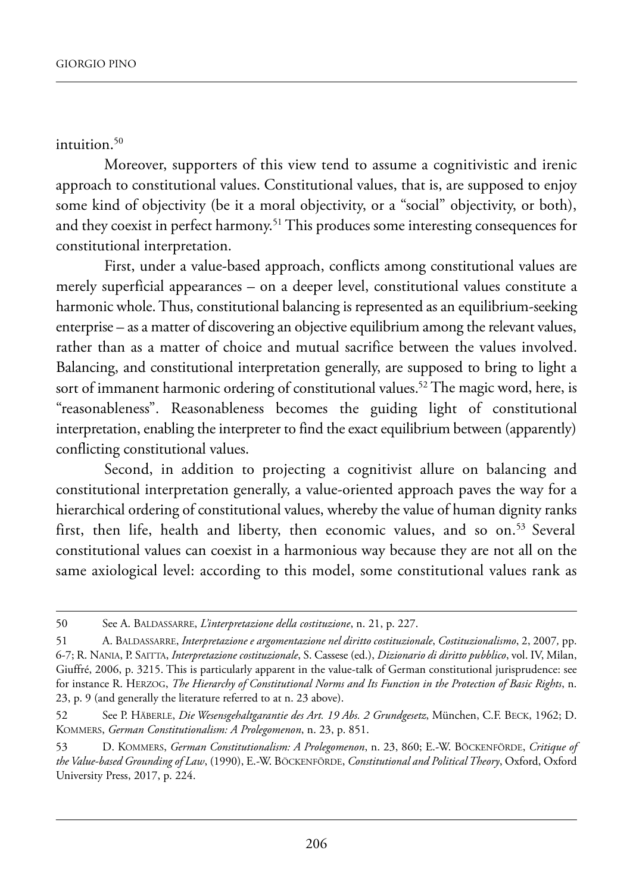intuition.[50]

Moreover, supporters of this view tend to assume a cognitivistic and irenic approach to constitutional values. Constitutional values, that is, are supposed to enjoy some kind of objectivity (be it a moral objectivity, or a "social" objectivity, or both), and they coexist in perfect harmony.[51] This produces some interesting consequences for constitutional interpretation.

First, under a value-based approach, conflicts among constitutional values are merely superficial appearances – on a deeper level, constitutional values constitute a harmonic whole. Thus, constitutional balancing is represented as an equilibrium-seeking enterprise – as a matter of discovering an objective equilibrium among the relevant values, rather than as a matter of choice and mutual sacrifice between the values involved. Balancing, and constitutional interpretation generally, are supposed to bring to light a sort of immanent harmonic ordering of constitutional values.[52] The magic word, here, is "reasonableness". Reasonableness becomes the guiding light of constitutional interpretation, enabling the interpreter to find the exact equilibrium between (apparently) conflicting constitutional values.

Second, in addition to projecting a cognitivist allure on balancing and constitutional interpretation generally, a value-oriented approach paves the way for a hierarchical ordering of constitutional values, whereby the value of human dignity ranks first, then life, health and liberty, then economic values, and so on.[53] Several constitutional values can coexist in a harmonious way because they are not all on the same axiological level: according to this model, some constitutional values rank as

---

50 See A. BALDASSARRE, *L'interpretazione della costituzione*, n. 21, p. 227.

51 A. BALDASSARRE, *Interpretazione e argomentazione nel diritto costituzionale*, *Costituzionalismo*, 2, 2007, pp. 6-7; R. NANIA, P. SAITTA, *Interpretazione costituzionale*, S. Cassese (ed.), *Dizionario di diritto pubblico*, vol. IV, Milan, Giuffré, 2006, p. 3215. This is particularly apparent in the value-talk of German constitutional jurisprudence: see for instance R. HERZOG, *The Hierarchy of Constitutional Norms and Its Function in the Protection of Basic Rights*, n. 23, p. 9 (and generally the literature referred to at n. 23 above).

52 See P. HÄBERLE, *Die Wesensgehaltgarantie des Art. 19 Abs. 2 Grundgesetz*, München, C.F. BECK, 1962; D. KOMMERS, *German Constitutionalism: A Prolegomenon*, n. 23, p. 851.

53 D. KOMMERS, *German Constitutionalism: A Prolegomenon*, n. 23, 860; E.-W. BÖCKENFÖRDE, *Critique of the Value-based Grounding of Law*, (1990), E.-W. BÖCKENFÖRDE, *Constitutional and Political Theory*, Oxford, Oxford University Press, 2017, p. 224.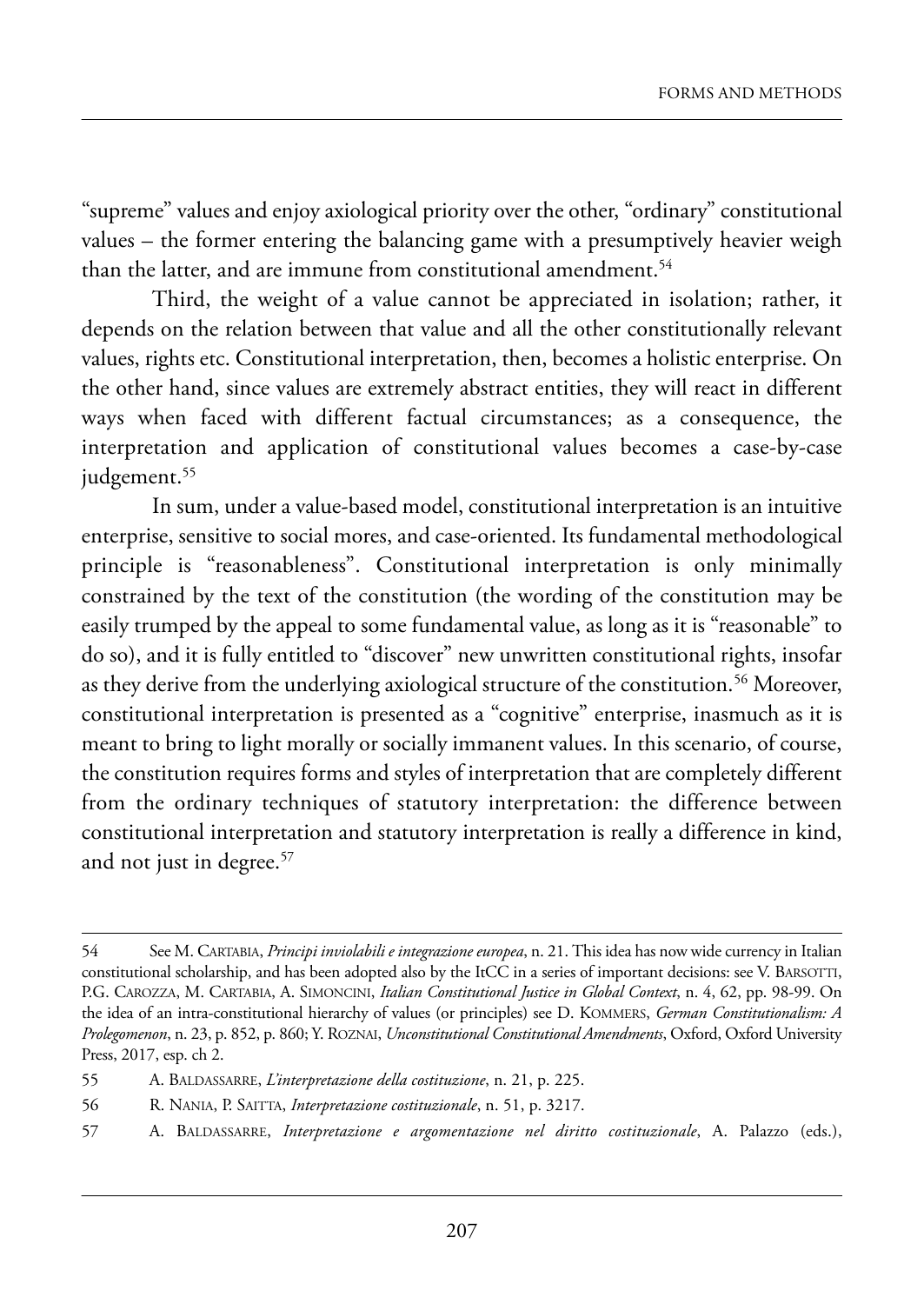"supreme" values and enjoy axiological priority over the other, "ordinary" constitutional values – the former entering the balancing game with a presumptively heavier weigh than the latter, and are immune from constitutional amendment.[54]

Third, the weight of a value cannot be appreciated in isolation; rather, it depends on the relation between that value and all the other constitutionally relevant values, rights etc. Constitutional interpretation, then, becomes a holistic enterprise. On the other hand, since values are extremely abstract entities, they will react in different ways when faced with different factual circumstances; as a consequence, the interpretation and application of constitutional values becomes a case-by-case judgement.[55]

In sum, under a value-based model, constitutional interpretation is an intuitive enterprise, sensitive to social mores, and case-oriented. Its fundamental methodological principle is "reasonableness". Constitutional interpretation is only minimally constrained by the text of the constitution (the wording of the constitution may be easily trumped by the appeal to some fundamental value, as long as it is "reasonable" to do so), and it is fully entitled to "discover" new unwritten constitutional rights, insofar as they derive from the underlying axiological structure of the constitution.[56] Moreover, constitutional interpretation is presented as a "cognitive" enterprise, inasmuch as it is meant to bring to light morally or socially immanent values. In this scenario, of course, the constitution requires forms and styles of interpretation that are completely different from the ordinary techniques of statutory interpretation: the difference between constitutional interpretation and statutory interpretation is really a difference in kind, and not just in degree.[57]

---

54 See M. Cartabia, *Principi inviolabili e integrazione europea*, n. 21. This idea has now wide currency in Italian constitutional scholarship, and has been adopted also by the ItCC in a series of important decisions: see V. Barsotti, P.G. Carozza, M. Cartabia, A. Simoncini, *Italian Constitutional Justice in Global Context*, n. 4, 62, pp. 98-99. On the idea of an intra-constitutional hierarchy of values (or principles) see D. Kommers, *German Constitutionalism: A Prolegomenon*, n. 23, p. 852, p. 860; Y. Roznai, *Unconstitutional Constitutional Amendments*, Oxford, Oxford University Press, 2017, esp. ch 2.

55 A. Baldassarre, *L'interpretazione della costituzione*, n. 21, p. 225.

56 R. Nania, P. Saitta, *Interpretazione costituzionale*, n. 51, p. 3217.

57 A. Baldassarre, *Interpretazione e argomentazione nel diritto costituzionale*, A. Palazzo (eds.),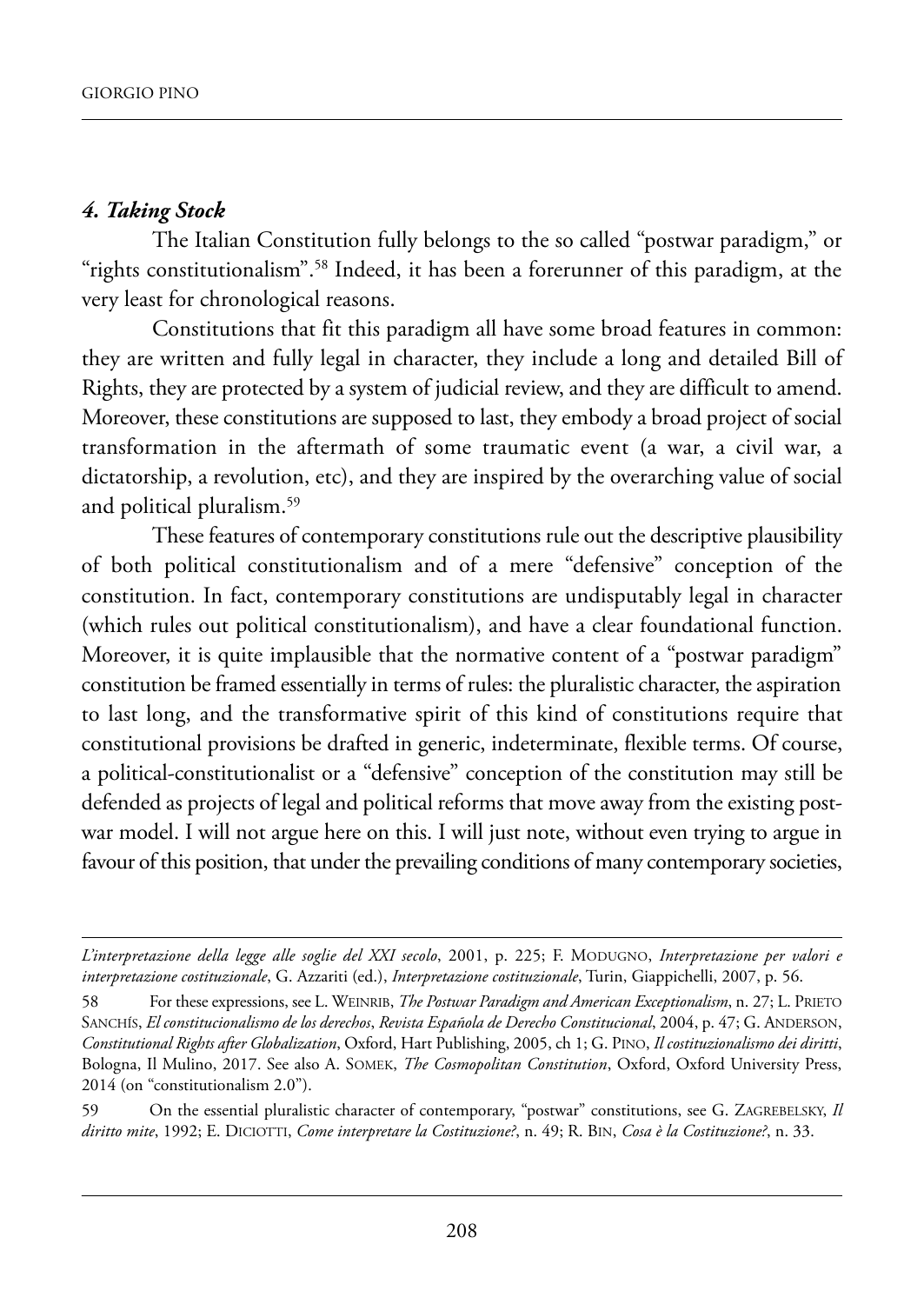#### *4. Taking Stock*

The Italian Constitution fully belongs to the so called "postwar paradigm," or "rights constitutionalism".[58] Indeed, it has been a forerunner of this paradigm, at the very least for chronological reasons.

Constitutions that fit this paradigm all have some broad features in common: they are written and fully legal in character, they include a long and detailed Bill of Rights, they are protected by a system of judicial review, and they are difficult to amend. Moreover, these constitutions are supposed to last, they embody a broad project of social transformation in the aftermath of some traumatic event (a war, a civil war, a dictatorship, a revolution, etc), and they are inspired by the overarching value of social and political pluralism.[59]

These features of contemporary constitutions rule out the descriptive plausibility of both political constitutionalism and of a mere "defensive" conception of the constitution. In fact, contemporary constitutions are undisputably legal in character (which rules out political constitutionalism), and have a clear foundational function. Moreover, it is quite implausible that the normative content of a "postwar paradigm" constitution be framed essentially in terms of rules: the pluralistic character, the aspiration to last long, and the transformative spirit of this kind of constitutions require that constitutional provisions be drafted in generic, indeterminate, flexible terms. Of course, a political-constitutionalist or a "defensive" conception of the constitution may still be defended as projects of legal and political reforms that move away from the existing post-war model. I will not argue here on this. I will just note, without even trying to argue in favour of this position, that under the prevailing conditions of many contemporary societies,

---

*L'interpretazione della legge alle soglie del XXI secolo*, 2001, p. 225; F. MODUGNO, *Interpretazione per valori e interpretazione costituzionale*, G. Azzariti (ed.), *Interpretazione costituzionale*, Turin, Giappichelli, 2007, p. 56.

58 For these expressions, see L. WEINRIB, *The Postwar Paradigm and American Exceptionalism*, n. 27; L. PRIETO SANCHÍS, *El constitucionalismo de los derechos*, *Revista Española de Derecho Constitucional*, 2004, p. 47; G. ANDERSON, *Constitutional Rights after Globalization*, Oxford, Hart Publishing, 2005, ch 1; G. PINO, *Il costituzionalismo dei diritti*, Bologna, Il Mulino, 2017. See also A. SOMEK, *The Cosmopolitan Constitution*, Oxford, Oxford University Press, 2014 (on "constitutionalism 2.0").

59 On the essential pluralistic character of contemporary, "postwar" constitutions, see G. ZAGREBELSKY, *Il diritto mite*, 1992; E. DICIOTTI, *Come interpretare la Costituzione?*, n. 49; R. BIN, *Cosa è la Costituzione?*, n. 33.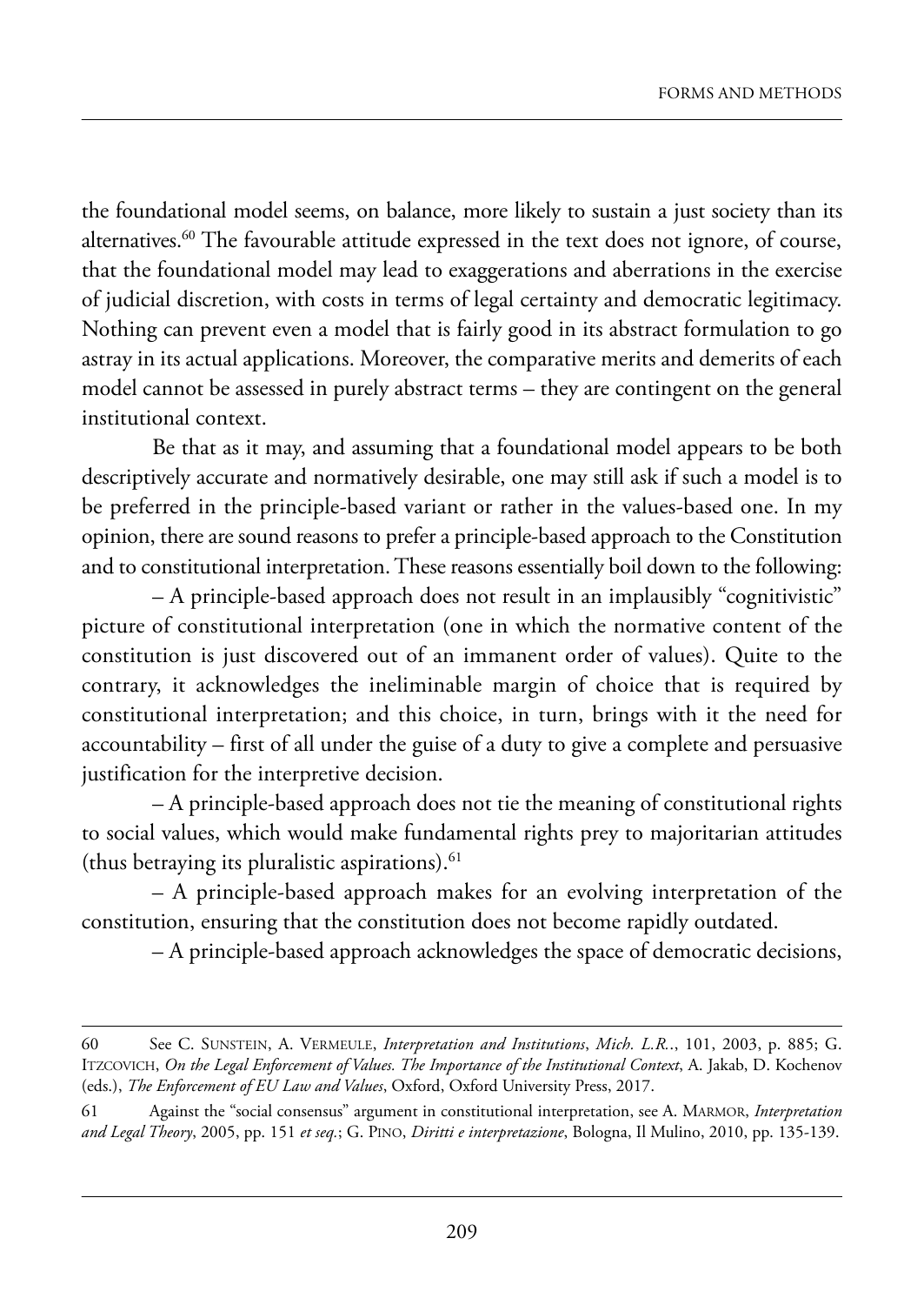the foundational model seems, on balance, more likely to sustain a just society than its alternatives.[60] The favourable attitude expressed in the text does not ignore, of course, that the foundational model may lead to exaggerations and aberrations in the exercise of judicial discretion, with costs in terms of legal certainty and democratic legitimacy. Nothing can prevent even a model that is fairly good in its abstract formulation to go astray in its actual applications. Moreover, the comparative merits and demerits of each model cannot be assessed in purely abstract terms – they are contingent on the general institutional context.

Be that as it may, and assuming that a foundational model appears to be both descriptively accurate and normatively desirable, one may still ask if such a model is to be preferred in the principle-based variant or rather in the values-based one. In my opinion, there are sound reasons to prefer a principle-based approach to the Constitution and to constitutional interpretation. These reasons essentially boil down to the following:

– A principle-based approach does not result in an implausibly "cognitivistic" picture of constitutional interpretation (one in which the normative content of the constitution is just discovered out of an immanent order of values). Quite to the contrary, it acknowledges the ineliminable margin of choice that is required by constitutional interpretation; and this choice, in turn, brings with it the need for accountability – first of all under the guise of a duty to give a complete and persuasive justification for the interpretive decision.

– A principle-based approach does not tie the meaning of constitutional rights to social values, which would make fundamental rights prey to majoritarian attitudes (thus betraying its pluralistic aspirations).[61]

– A principle-based approach makes for an evolving interpretation of the constitution, ensuring that the constitution does not become rapidly outdated.

– A principle-based approach acknowledges the space of democratic decisions,

---

60 See C. Sunstein, A. Vermeule, *Interpretation and Institutions*, *Mich. L.R.*, 101, 2003, p. 885; G. Itzcovich, *On the Legal Enforcement of Values. The Importance of the Institutional Context*, A. Jakab, D. Kochenov (eds.), *The Enforcement of EU Law and Values*, Oxford, Oxford University Press, 2017.

61 Against the "social consensus" argument in constitutional interpretation, see A. Marmor, *Interpretation and Legal Theory*, 2005, pp. 151 *et seq.*; G. Pino, *Diritti e interpretazione*, Bologna, Il Mulino, 2010, pp. 135-139.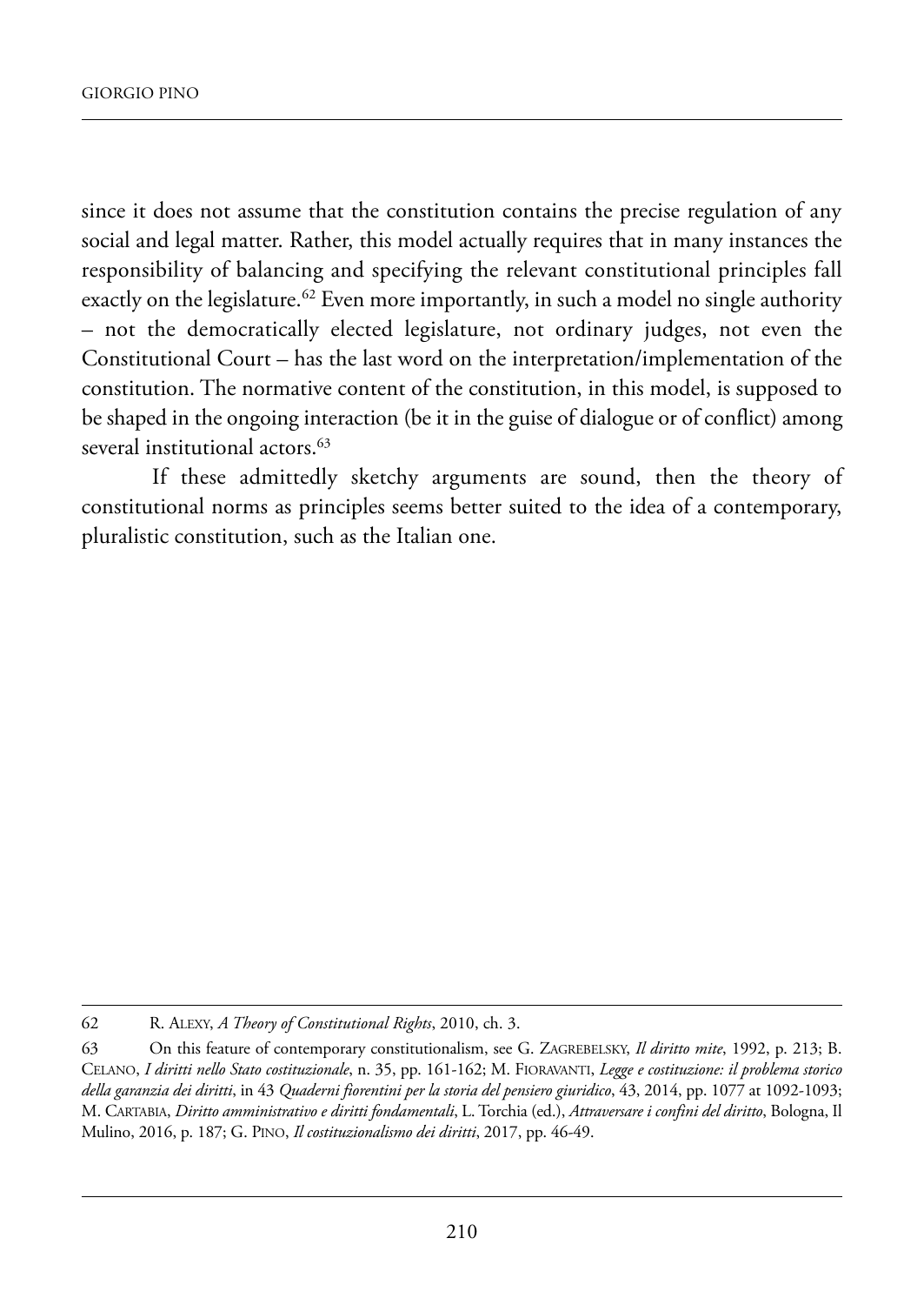since it does not assume that the constitution contains the precise regulation of any social and legal matter. Rather, this model actually requires that in many instances the responsibility of balancing and specifying the relevant constitutional principles fall exactly on the legislature.[62] Even more importantly, in such a model no single authority – not the democratically elected legislature, not ordinary judges, not even the Constitutional Court – has the last word on the interpretation/implementation of the constitution. The normative content of the constitution, in this model, is supposed to be shaped in the ongoing interaction (be it in the guise of dialogue or of conflict) among several institutional actors.[63]

If these admittedly sketchy arguments are sound, then the theory of constitutional norms as principles seems better suited to the idea of a contemporary, pluralistic constitution, such as the Italian one.

---

62 R. Alexy, *A Theory of Constitutional Rights*, 2010, ch. 3.

63 On this feature of contemporary constitutionalism, see G. Zagrebelsky, *Il diritto mite*, 1992, p. 213; B. Celano, *I diritti nello Stato costituzionale*, n. 35, pp. 161-162; M. Fioravanti, *Legge e costituzione: il problema storico della garanzia dei diritti*, in 43 *Quaderni fiorentini per la storia del pensiero giuridico*, 43, 2014, pp. 1077 at 1092-1093; M. Cartabia, *Diritto amministrativo e diritti fondamentali*, L. Torchia (ed.), *Attraversare i confini del diritto*, Bologna, Il Mulino, 2016, p. 187; G. Pino, *Il costituzionalismo dei diritti*, 2017, pp. 46-49.